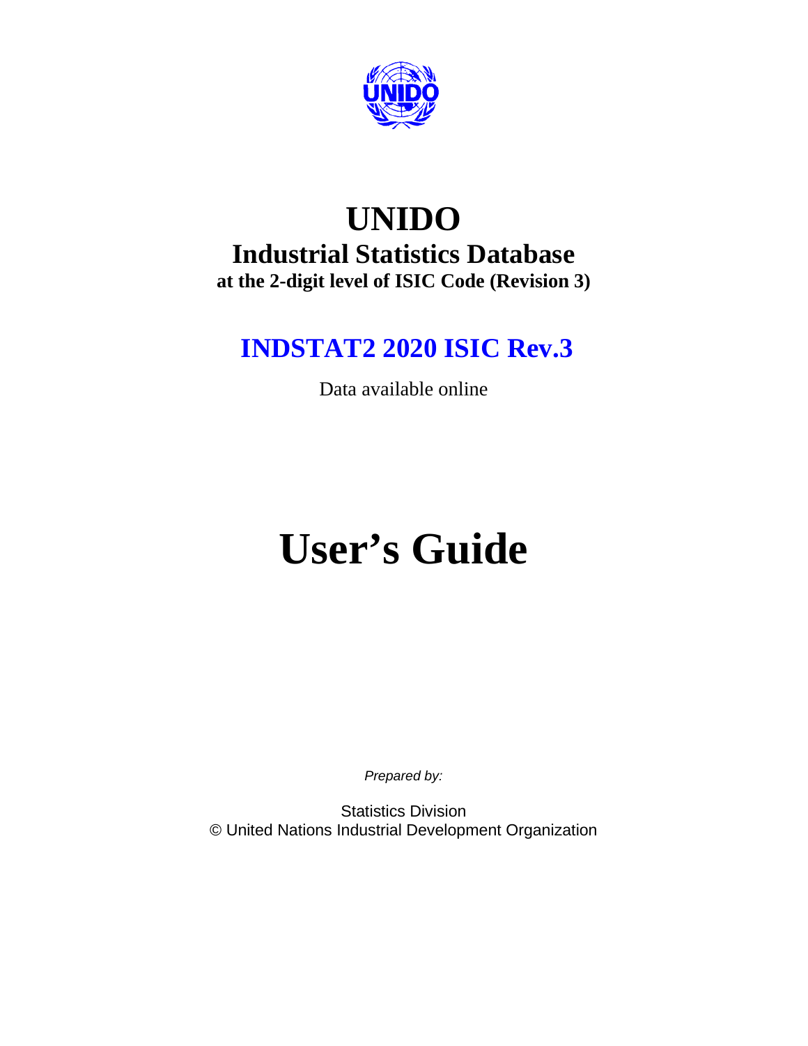# UNIDO

## Industrial Statistics Database

**at the 2-digit level of ISIC Code (Revision 3)**

## INDSTAT2 2020 ISIC Rev.3

Data available online

# User's Guide

*Prepared by:*

Statistics Division

© United Nations Industrial Development Organization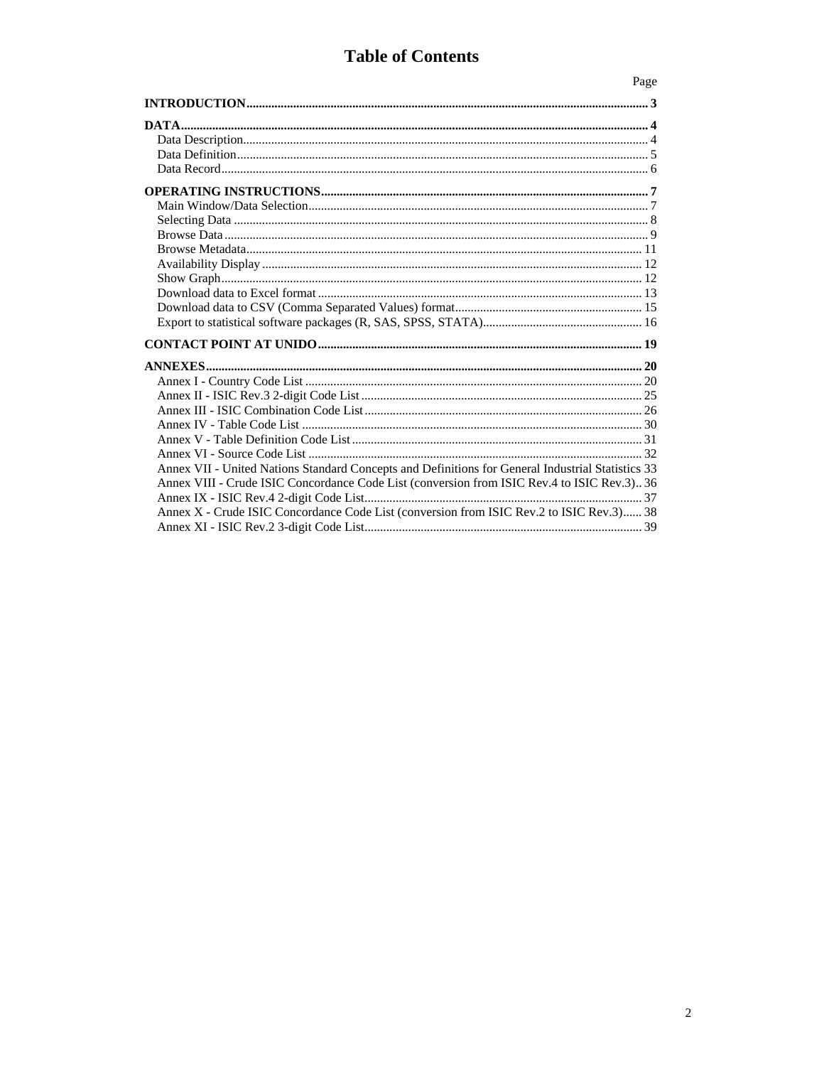# Table of Contents

| | Page |
|---|---|
| **INTRODUCTION** | **3** |
| **DATA** | **4** |
| Data Description | 4 |
| Data Definition | 5 |
| Data Record | 6 |
| **OPERATING INSTRUCTIONS** | **7** |
| Main Window/Data Selection | 7 |
| Selecting Data | 8 |
| Browse Data | 9 |
| Browse Metadata | 11 |
| Availability Display | 12 |
| Show Graph | 12 |
| Download data to Excel format | 13 |
| Download data to CSV (Comma Separated Values) format | 15 |
| Export to statistical software packages (R, SAS, SPSS, STATA) | 16 |
| **CONTACT POINT AT UNIDO** | **19** |
| **ANNEXES** | **20** |
| Annex I - Country Code List | 20 |
| Annex II - ISIC Rev.3 2-digit Code List | 25 |
| Annex III - ISIC Combination Code List | 26 |
| Annex IV - Table Code List | 30 |
| Annex V - Table Definition Code List | 31 |
| Annex VI - Source Code List | 32 |
| Annex VII - United Nations Standard Concepts and Definitions for General Industrial Statistics | 33 |
| Annex VIII - Crude ISIC Concordance Code List (conversion from ISIC Rev.4 to ISIC Rev.3) | 36 |
| Annex IX - ISIC Rev.4 2-digit Code List | 37 |
| Annex X - Crude ISIC Concordance Code List (conversion from ISIC Rev.2 to ISIC Rev.3) | 38 |
| Annex XI - ISIC Rev.2 3-digit Code List | 39 |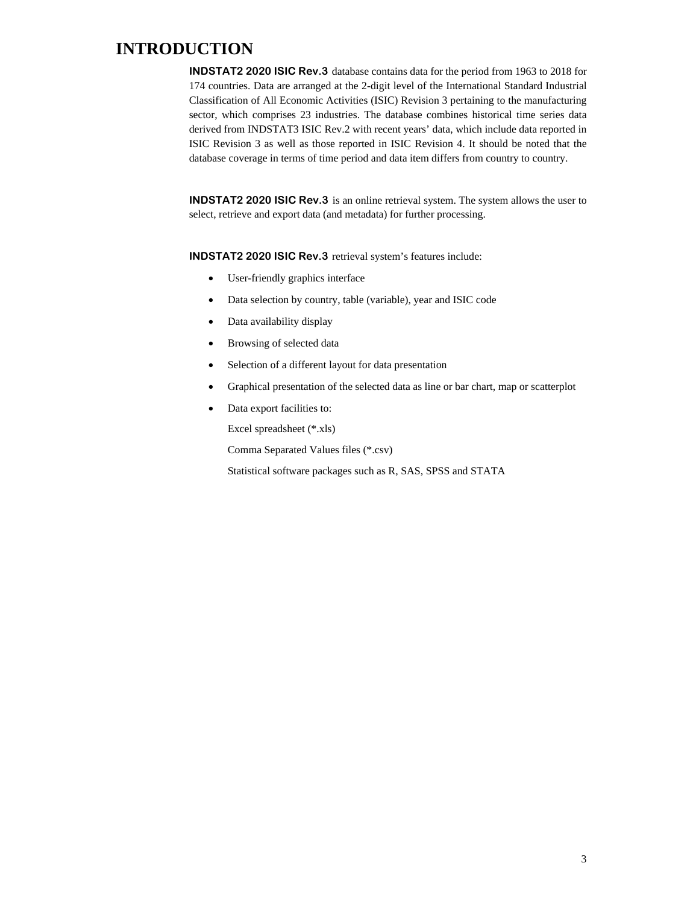# INTRODUCTION

**INDSTAT2 2020 ISIC Rev.3** database contains data for the period from 1963 to 2018 for 174 countries. Data are arranged at the 2-digit level of the International Standard Industrial Classification of All Economic Activities (ISIC) Revision 3 pertaining to the manufacturing sector, which comprises 23 industries. The database combines historical time series data derived from INDSTAT3 ISIC Rev.2 with recent years' data, which include data reported in ISIC Revision 3 as well as those reported in ISIC Revision 4. It should be noted that the database coverage in terms of time period and data item differs from country to country.

**INDSTAT2 2020 ISIC Rev.3** is an online retrieval system. The system allows the user to select, retrieve and export data (and metadata) for further processing.

**INDSTAT2 2020 ISIC Rev.3** retrieval system's features include:

- User-friendly graphics interface
- Data selection by country, table (variable), year and ISIC code
- Data availability display
- Browsing of selected data
- Selection of a different layout for data presentation
- Graphical presentation of the selected data as line or bar chart, map or scatterplot
- Data export facilities to:

  Excel spreadsheet (*.xls)

  Comma Separated Values files (*.csv)

  Statistical software packages such as R, SAS, SPSS and STATA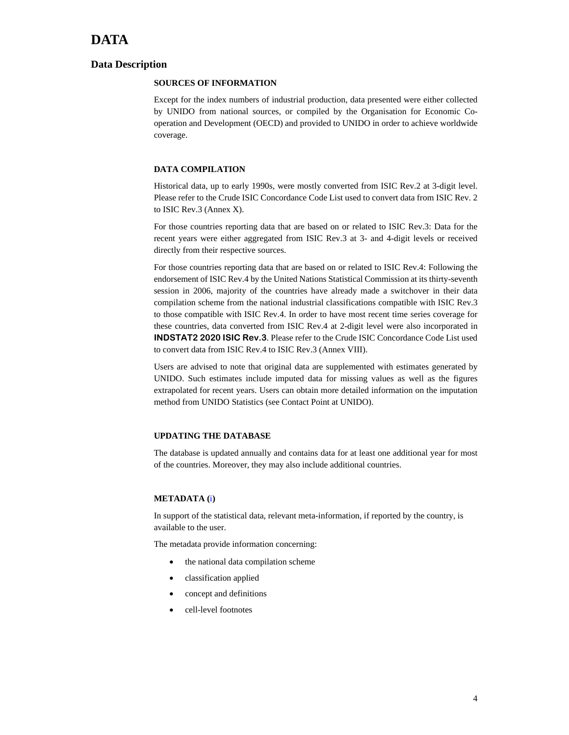# DATA

## Data Description

### SOURCES OF INFORMATION

Except for the index numbers of industrial production, data presented were either collected by UNIDO from national sources, or compiled by the Organisation for Economic Co-operation and Development (OECD) and provided to UNIDO in order to achieve worldwide coverage.

### DATA COMPILATION

Historical data, up to early 1990s, were mostly converted from ISIC Rev.2 at 3-digit level. Please refer to the Crude ISIC Concordance Code List used to convert data from ISIC Rev. 2 to ISIC Rev.3 (Annex X).

For those countries reporting data that are based on or related to ISIC Rev.3: Data for the recent years were either aggregated from ISIC Rev.3 at 3- and 4-digit levels or received directly from their respective sources.

For those countries reporting data that are based on or related to ISIC Rev.4: Following the endorsement of ISIC Rev.4 by the United Nations Statistical Commission at its thirty-seventh session in 2006, majority of the countries have already made a switchover in their data compilation scheme from the national industrial classifications compatible with ISIC Rev.3 to those compatible with ISIC Rev.4. In order to have most recent time series coverage for these countries, data converted from ISIC Rev.4 at 2-digit level were also incorporated in **INDSTAT2 2020 ISIC Rev.3**. Please refer to the Crude ISIC Concordance Code List used to convert data from ISIC Rev.4 to ISIC Rev.3 (Annex VIII).

Users are advised to note that original data are supplemented with estimates generated by UNIDO. Such estimates include imputed data for missing values as well as the figures extrapolated for recent years. Users can obtain more detailed information on the imputation method from UNIDO Statistics (see Contact Point at UNIDO).

### UPDATING THE DATABASE

The database is updated annually and contains data for at least one additional year for most of the countries. Moreover, they may also include additional countries.

### METADATA (i)

In support of the statistical data, relevant meta-information, if reported by the country, is available to the user.

The metadata provide information concerning:

- the national data compilation scheme
- classification applied
- concept and definitions
- cell-level footnotes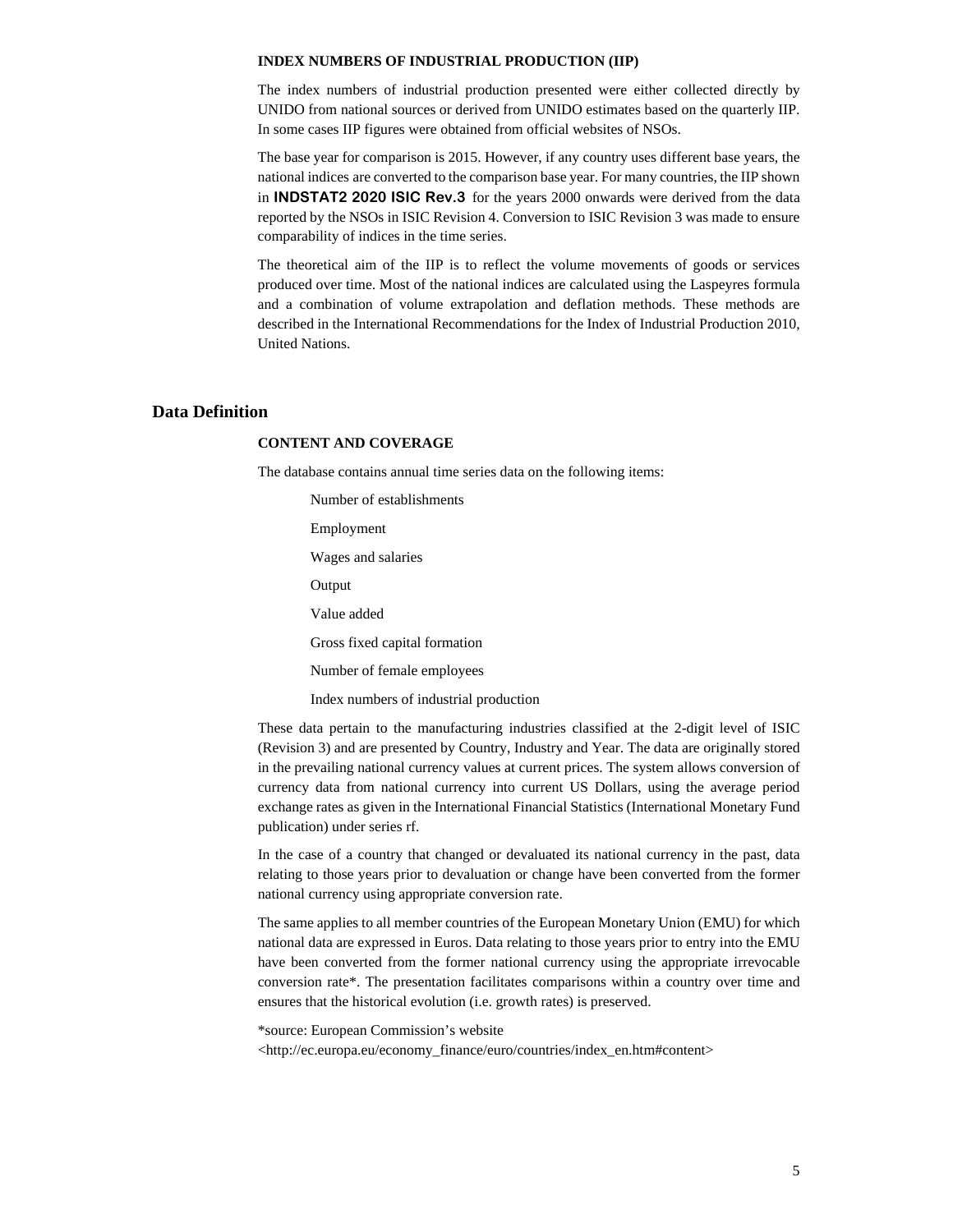### INDEX NUMBERS OF INDUSTRIAL PRODUCTION (IIP)

The index numbers of industrial production presented were either collected directly by UNIDO from national sources or derived from UNIDO estimates based on the quarterly IIP. In some cases IIP figures were obtained from official websites of NSOs.

The base year for comparison is 2015. However, if any country uses different base years, the national indices are converted to the comparison base year. For many countries, the IIP shown in **INDSTAT2 2020 ISIC Rev.3** for the years 2000 onwards were derived from the data reported by the NSOs in ISIC Revision 4. Conversion to ISIC Revision 3 was made to ensure comparability of indices in the time series.

The theoretical aim of the IIP is to reflect the volume movements of goods or services produced over time. Most of the national indices are calculated using the Laspeyres formula and a combination of volume extrapolation and deflation methods. These methods are described in the International Recommendations for the Index of Industrial Production 2010, United Nations.

## Data Definition

### CONTENT AND COVERAGE

The database contains annual time series data on the following items:

- Number of establishments
- Employment
- Wages and salaries
- Output
- Value added
- Gross fixed capital formation
- Number of female employees
- Index numbers of industrial production

These data pertain to the manufacturing industries classified at the 2-digit level of ISIC (Revision 3) and are presented by Country, Industry and Year. The data are originally stored in the prevailing national currency values at current prices. The system allows conversion of currency data from national currency into current US Dollars, using the average period exchange rates as given in the International Financial Statistics (International Monetary Fund publication) under series rf.

In the case of a country that changed or devaluated its national currency in the past, data relating to those years prior to devaluation or change have been converted from the former national currency using appropriate conversion rate.

The same applies to all member countries of the European Monetary Union (EMU) for which national data are expressed in Euros. Data relating to those years prior to entry into the EMU have been converted from the former national currency using the appropriate irrevocable conversion rate*. The presentation facilitates comparisons within a country over time and ensures that the historical evolution (i.e. growth rates) is preserved.

*source: European Commission's website
<http://ec.europa.eu/economy_finance/euro/countries/index_en.htm#content>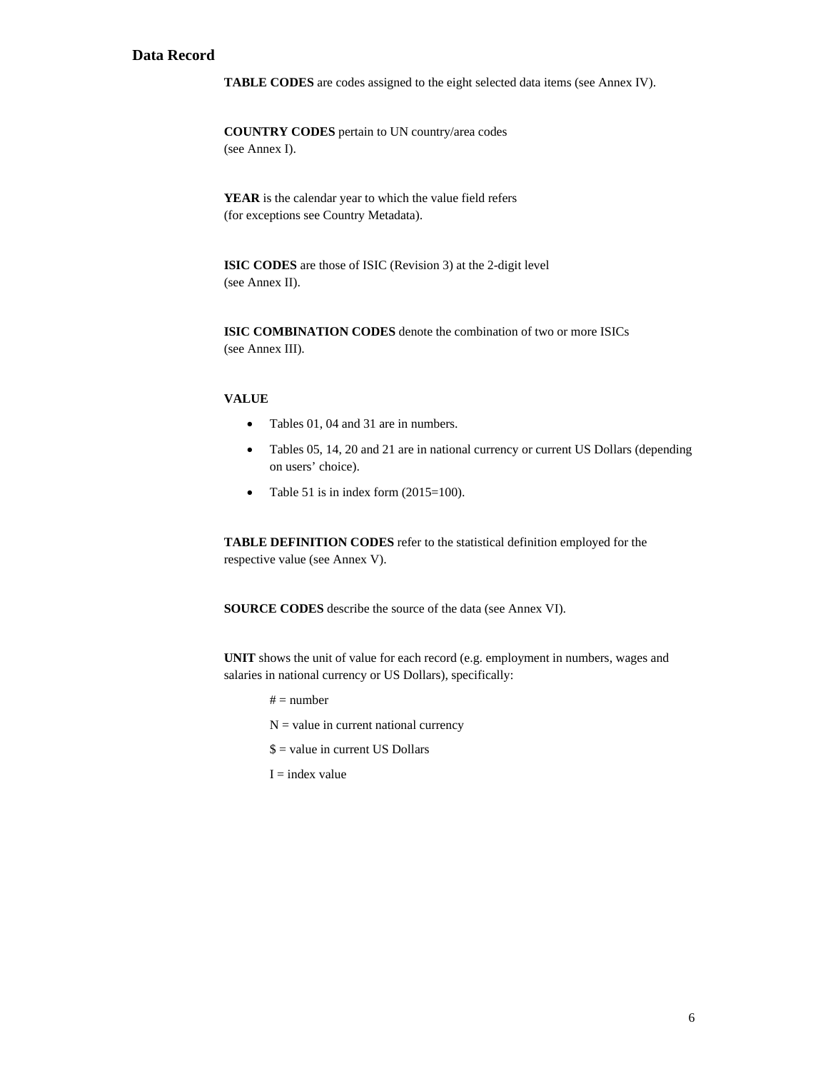## Data Record

**TABLE CODES** are codes assigned to the eight selected data items (see Annex IV).

**COUNTRY CODES** pertain to UN country/area codes
(see Annex I).

**YEAR** is the calendar year to which the value field refers
(for exceptions see Country Metadata).

**ISIC CODES** are those of ISIC (Revision 3) at the 2-digit level
(see Annex II).

**ISIC COMBINATION CODES** denote the combination of two or more ISICs
(see Annex III).

**VALUE**

- Tables 01, 04 and 31 are in numbers.
- Tables 05, 14, 20 and 21 are in national currency or current US Dollars (depending on users' choice).
- Table 51 is in index form (2015=100).

**TABLE DEFINITION CODES** refer to the statistical definition employed for the respective value (see Annex V).

**SOURCE CODES** describe the source of the data (see Annex VI).

**UNIT** shows the unit of value for each record (e.g. employment in numbers, wages and salaries in national currency or US Dollars), specifically:

# = number

N = value in current national currency

$ = value in current US Dollars

I = index value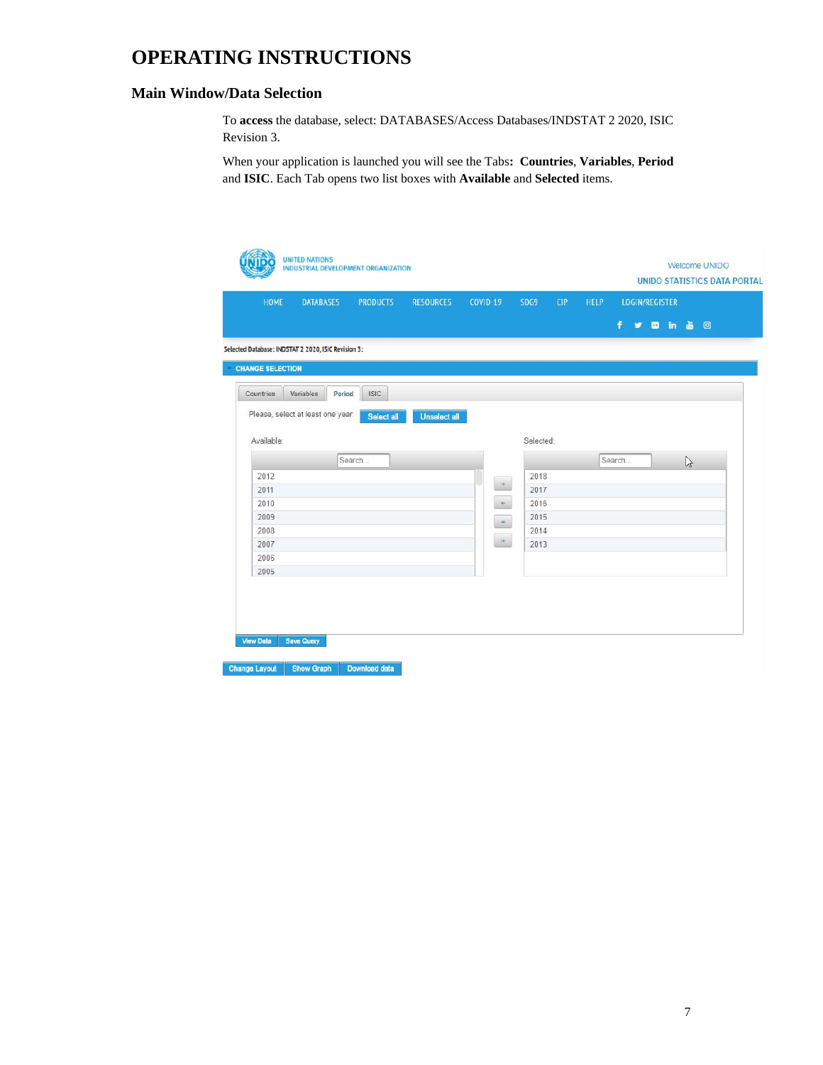# OPERATING INSTRUCTIONS

## Main Window/Data Selection

To **access** the database, select: DATABASES/Access Databases/INDSTAT 2 2020, ISIC Revision 3.

When your application is launched you will see the Tabs**: Countries**, **Variables**, **Period** and **ISIC**. Each Tab opens two list boxes with **Available** and **Selected** items.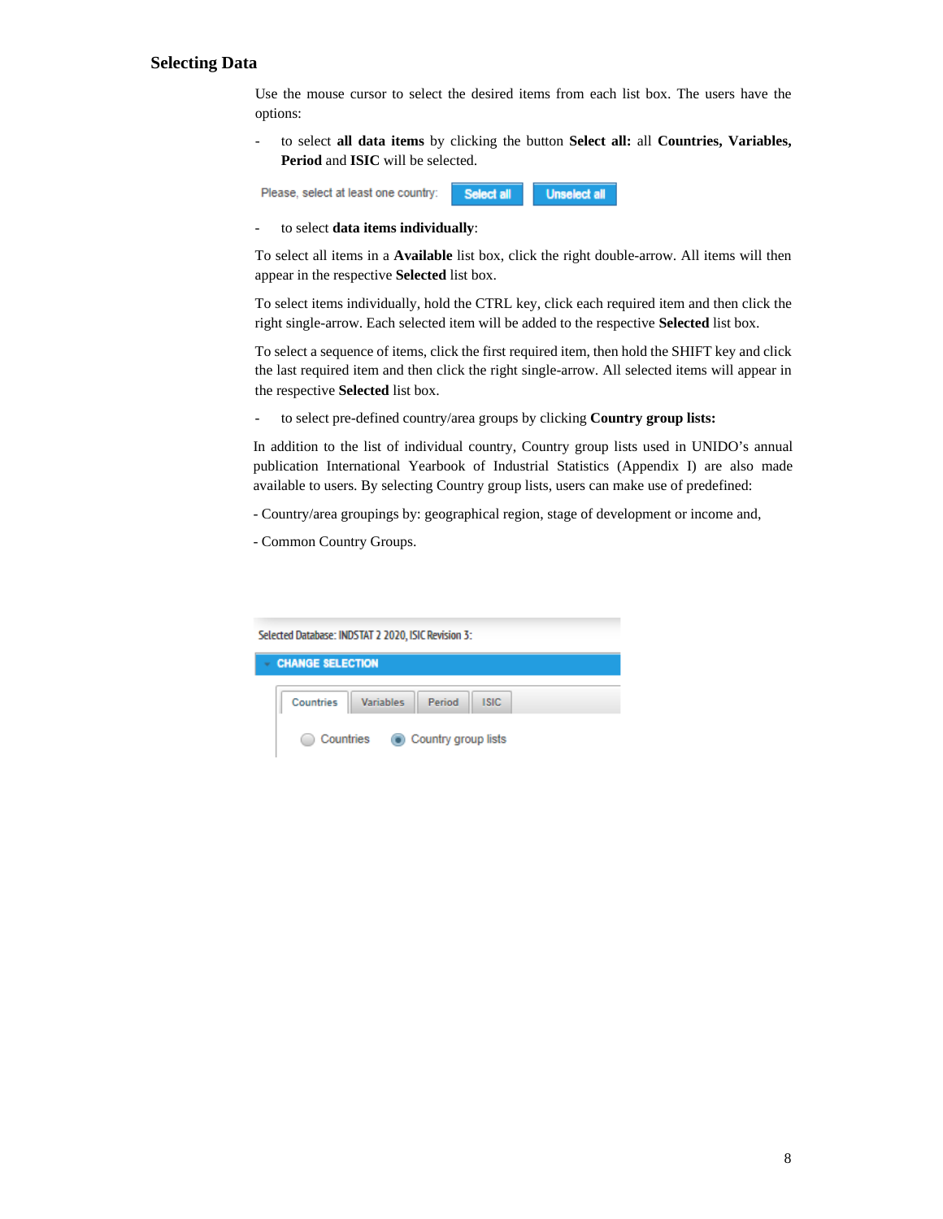## Selecting Data

Use the mouse cursor to select the desired items from each list box. The users have the options:

- to select **all data items** by clicking the button **Select all:** all **Countries, Variables, Period** and **ISIC** will be selected.

Please, select at least one country: Select all Unselect all

- to select **data items individually**:

To select all items in a **Available** list box, click the right double-arrow. All items will then appear in the respective **Selected** list box.

To select items individually, hold the CTRL key, click each required item and then click the right single-arrow. Each selected item will be added to the respective **Selected** list box.

To select a sequence of items, click the first required item, then hold the SHIFT key and click the last required item and then click the right single-arrow. All selected items will appear in the respective **Selected** list box.

- to select pre-defined country/area groups by clicking **Country group lists:**

In addition to the list of individual country, Country group lists used in UNIDO's annual publication International Yearbook of Industrial Statistics (Appendix I) are also made available to users. By selecting Country group lists, users can make use of predefined:

- Country/area groupings by: geographical region, stage of development or income and,

- Common Country Groups.

Selected Database: INDSTAT 2 2020, ISIC Revision 3:

CHANGE SELECTION

Countries | Variables | Period | ISIC

Countries   Country group lists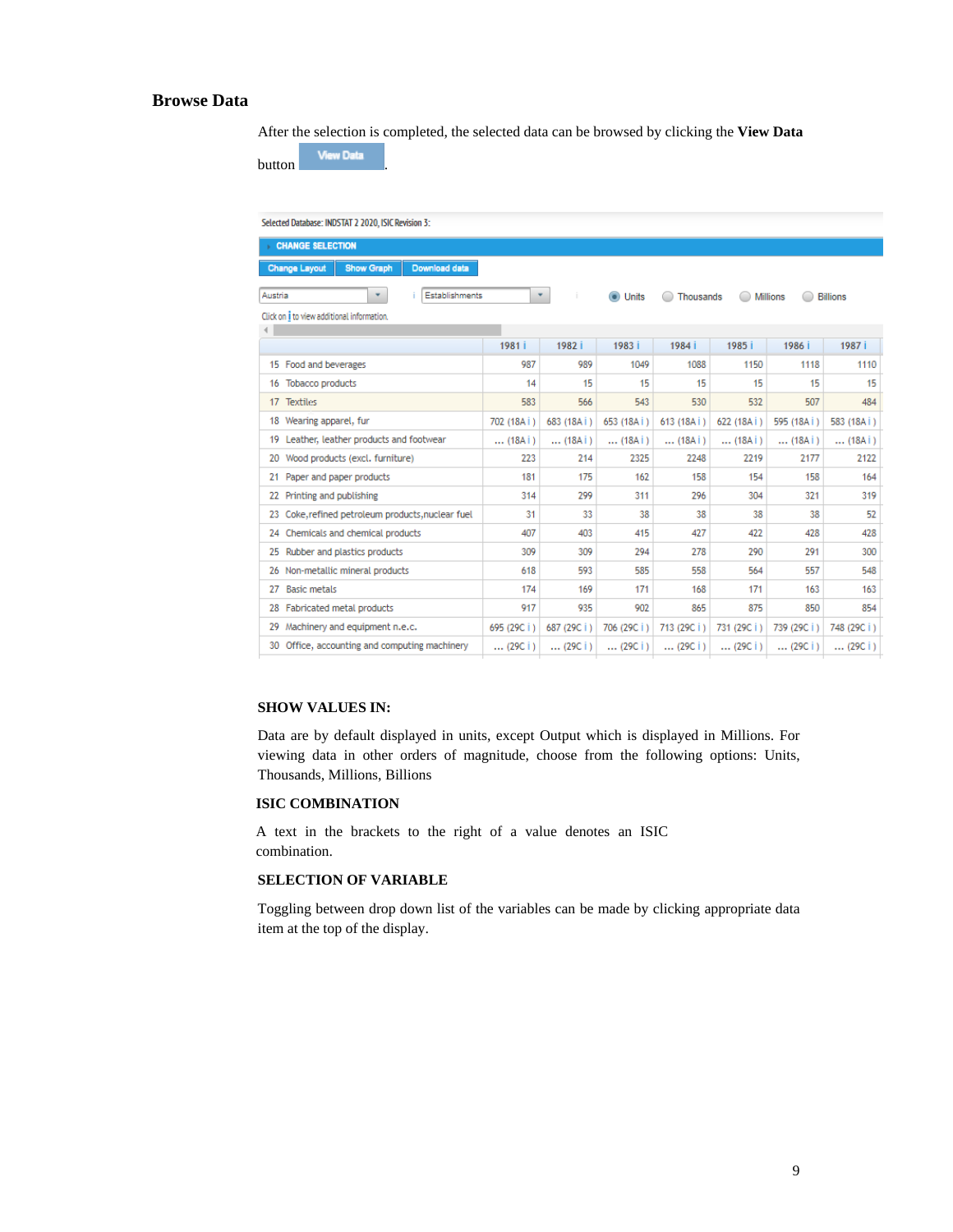## Browse Data

After the selection is completed, the selected data can be browsed by clicking the **View Data** button View Data.

Selected Database: INDSTAT 2 2020, ISIC Revision 3:

CHANGE SELECTION

Change Layout | Show Graph | Download data

Austria | Establishments | Units | Thousands | Millions | Billions

Click on i to view additional information.

| | 1981 i | 1982 i | 1983 i | 1984 i | 1985 i | 1986 i | 1987 i |
|---|---|---|---|---|---|---|---|
| 15 Food and beverages | 987 | 989 | 1049 | 1088 | 1150 | 1118 | 1110 |
| 16 Tobacco products | 14 | 15 | 15 | 15 | 15 | 15 | 15 |
| 17 Textiles | 583 | 566 | 543 | 530 | 532 | 507 | 484 |
| 18 Wearing apparel, fur | 702 (18A i ) | 683 (18A i ) | 653 (18A i ) | 613 (18A i ) | 622 (18A i ) | 595 (18A i ) | 583 (18A i ) |
| 19 Leather, leather products and footwear | ... (18A i ) | ... (18A i ) | ... (18A i ) | ... (18A i ) | ... (18A i ) | ... (18A i ) | ... (18A i ) |
| 20 Wood products (excl. furniture) | 223 | 214 | 2325 | 2248 | 2219 | 2177 | 2122 |
| 21 Paper and paper products | 181 | 175 | 162 | 158 | 154 | 158 | 164 |
| 22 Printing and publishing | 314 | 299 | 311 | 296 | 304 | 321 | 319 |
| 23 Coke,refined petroleum products,nuclear fuel | 31 | 33 | 38 | 38 | 38 | 38 | 52 |
| 24 Chemicals and chemical products | 407 | 403 | 415 | 427 | 422 | 428 | 428 |
| 25 Rubber and plastics products | 309 | 309 | 294 | 278 | 290 | 291 | 300 |
| 26 Non-metallic mineral products | 618 | 593 | 585 | 558 | 564 | 557 | 548 |
| 27 Basic metals | 174 | 169 | 171 | 168 | 171 | 163 | 163 |
| 28 Fabricated metal products | 917 | 935 | 902 | 865 | 875 | 850 | 854 |
| 29 Machinery and equipment n.e.c. | 695 (29C i ) | 687 (29C i ) | 706 (29C i ) | 713 (29C i ) | 731 (29C i ) | 739 (29C i ) | 748 (29C i ) |
| 30 Office, accounting and computing machinery | ... (29C i ) | ... (29C i ) | ... (29C i ) | ... (29C i ) | ... (29C i ) | ... (29C i ) | ... (29C i ) |

**SHOW VALUES IN:**

Data are by default displayed in units, except Output which is displayed in Millions. For viewing data in other orders of magnitude, choose from the following options: Units, Thousands, Millions, Billions

**ISIC COMBINATION**

A text in the brackets to the right of a value denotes an ISIC combination.

**SELECTION OF VARIABLE**

Toggling between drop down list of the variables can be made by clicking appropriate data item at the top of the display.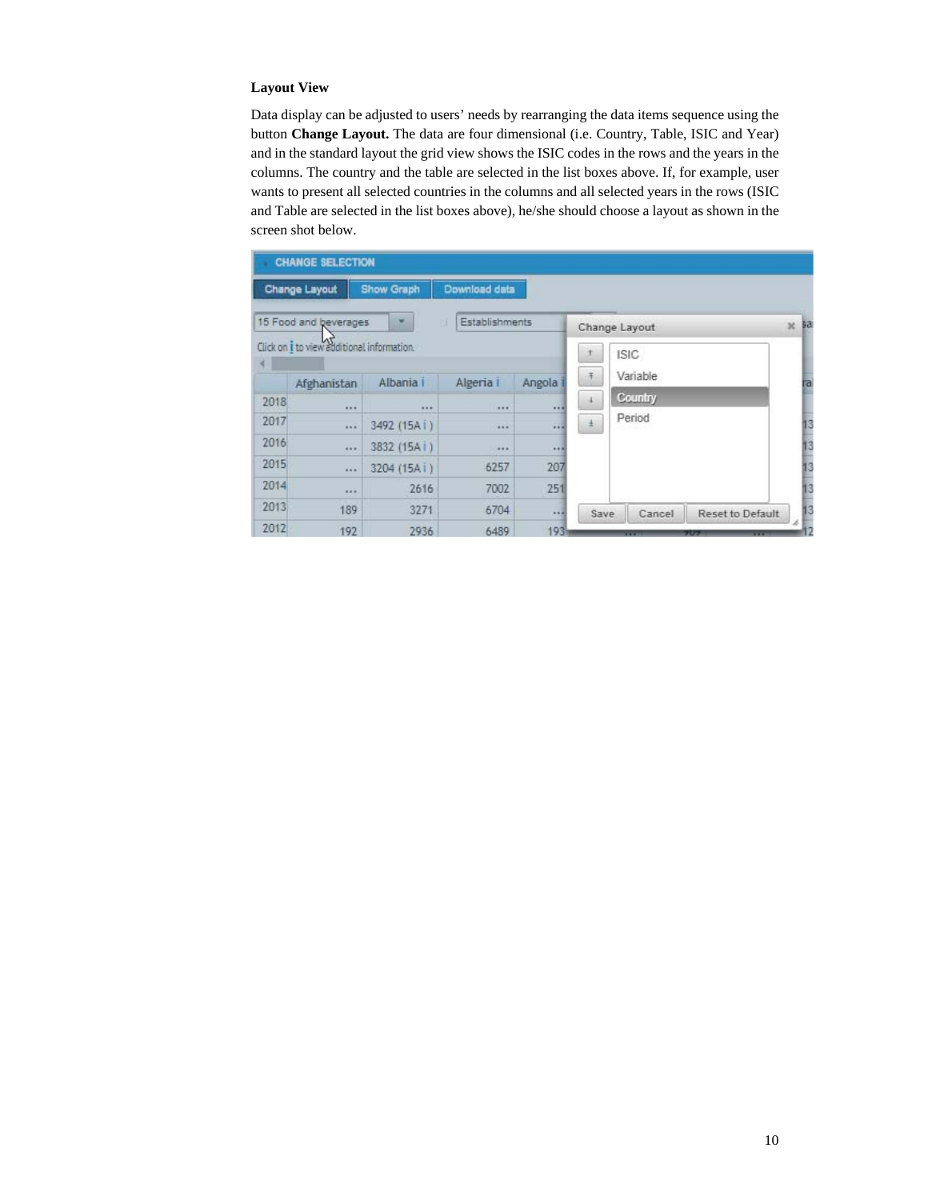### Layout View

Data display can be adjusted to users' needs by rearranging the data items sequence using the button **Change Layout.** The data are four dimensional (i.e. Country, Table, ISIC and Year) and in the standard layout the grid view shows the ISIC codes in the rows and the years in the columns. The country and the table are selected in the list boxes above. If, for example, user wants to present all selected countries in the columns and all selected years in the rows (ISIC and Table are selected in the list boxes above), he/she should choose a layout as shown in the screen shot below.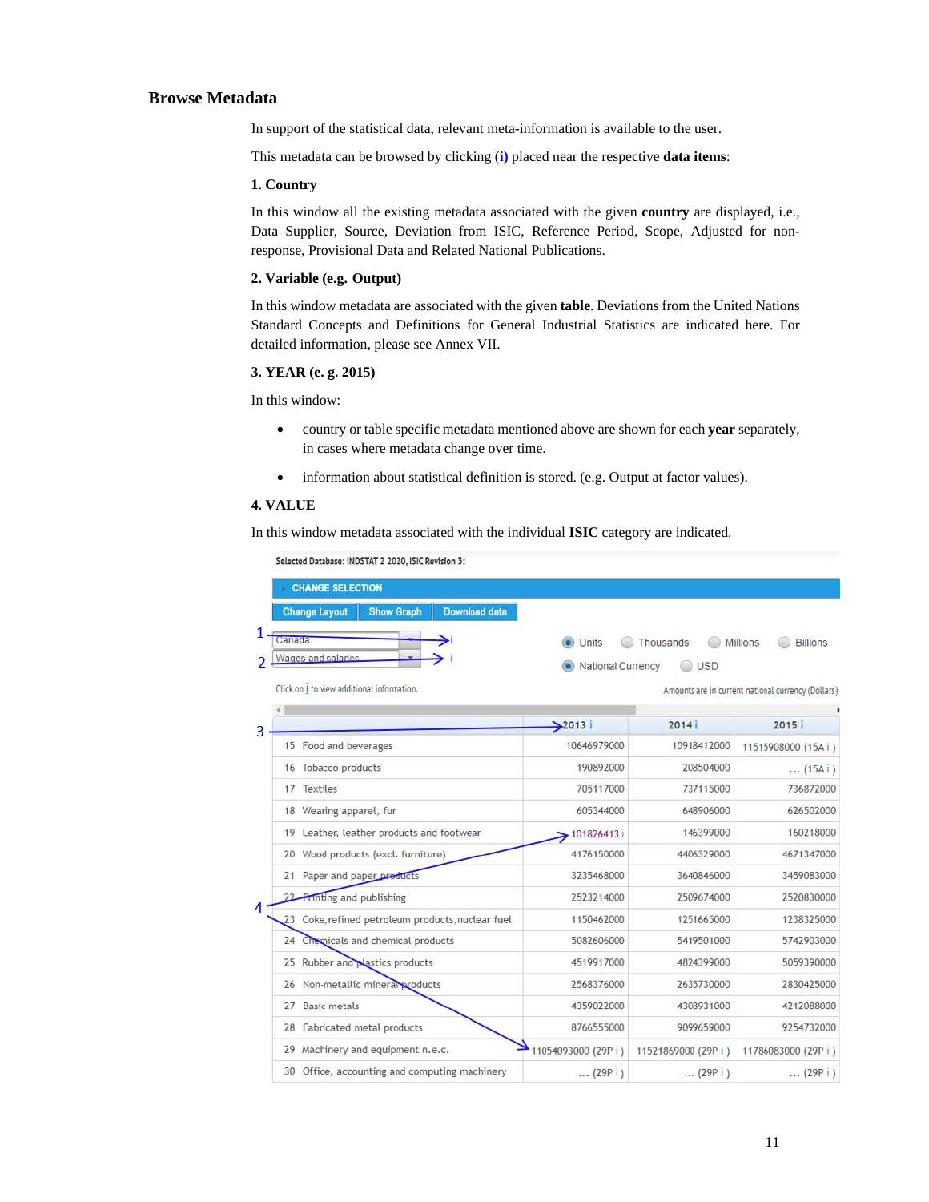## Browse Metadata

In support of the statistical data, relevant meta-information is available to the user.

This metadata can be browsed by clicking **(i)** placed near the respective **data items**:

**1. Country**

In this window all the existing metadata associated with the given **country** are displayed, i.e., Data Supplier, Source, Deviation from ISIC, Reference Period, Scope, Adjusted for non-response, Provisional Data and Related National Publications.

**2. Variable (e.g. Output)**

In this window metadata are associated with the given **table**. Deviations from the United Nations Standard Concepts and Definitions for General Industrial Statistics are indicated here. For detailed information, please see Annex VII.

**3. YEAR (e. g. 2015)**

In this window:

- country or table specific metadata mentioned above are shown for each **year** separately, in cases where metadata change over time.
- information about statistical definition is stored. (e.g. Output at factor values).

**4. VALUE**

In this window metadata associated with the individual **ISIC** category are indicated.

Selected Database: INDSTAT 2 2020, ISIC Revision 3:

CHANGE SELECTION

Change Layout | Show Graph | Download data

1 Canada i
2 Wages and salaries i

Units | Thousands | Millions | Billions
National Currency | USD

Click on i to view additional information.

Amounts are in current national currency (Dollars)

| 3 | 2013 i | 2014 i | 2015 i |
|---|---|---|---|
| 15 Food and beverages | 10646979000 | 10918412000 | 11515908000 (15A i ) |
| 16 Tobacco products | 190892000 | 208504000 | ... (15A i ) |
| 17 Textiles | 705117000 | 737115000 | 736872000 |
| 18 Wearing apparel, fur | 605344000 | 648906000 | 626502000 |
| 19 Leather, leather products and footwear | 101826413 i | 146399000 | 160218000 |
| 20 Wood products (excl. furniture) | 4176150000 | 4406329000 | 4671347000 |
| 21 Paper and paper products | 3235468000 | 3640846000 | 3459083000 |
| 22 Printing and publishing | 2523214000 | 2509674000 | 2520830000 |
| 23 Coke,refined petroleum products,nuclear fuel | 1150462000 | 1251665000 | 1238325000 |
| 24 Chemicals and chemical products | 5082606000 | 5419501000 | 5742903000 |
| 25 Rubber and plastics products | 4519917000 | 4824399000 | 5059390000 |
| 26 Non-metallic mineral products | 2568376000 | 2635730000 | 2830425000 |
| 27 Basic metals | 4359022000 | 4308931000 | 4212088000 |
| 28 Fabricated metal products | 8766555000 | 9099659000 | 9254732000 |
| 29 Machinery and equipment n.e.c. | 11054093000 (29P i ) | 11521869000 (29P i ) | 11786083000 (29P i ) |
| 30 Office, accounting and computing machinery | ... (29P i ) | ... (29P i ) | ... (29P i ) |

4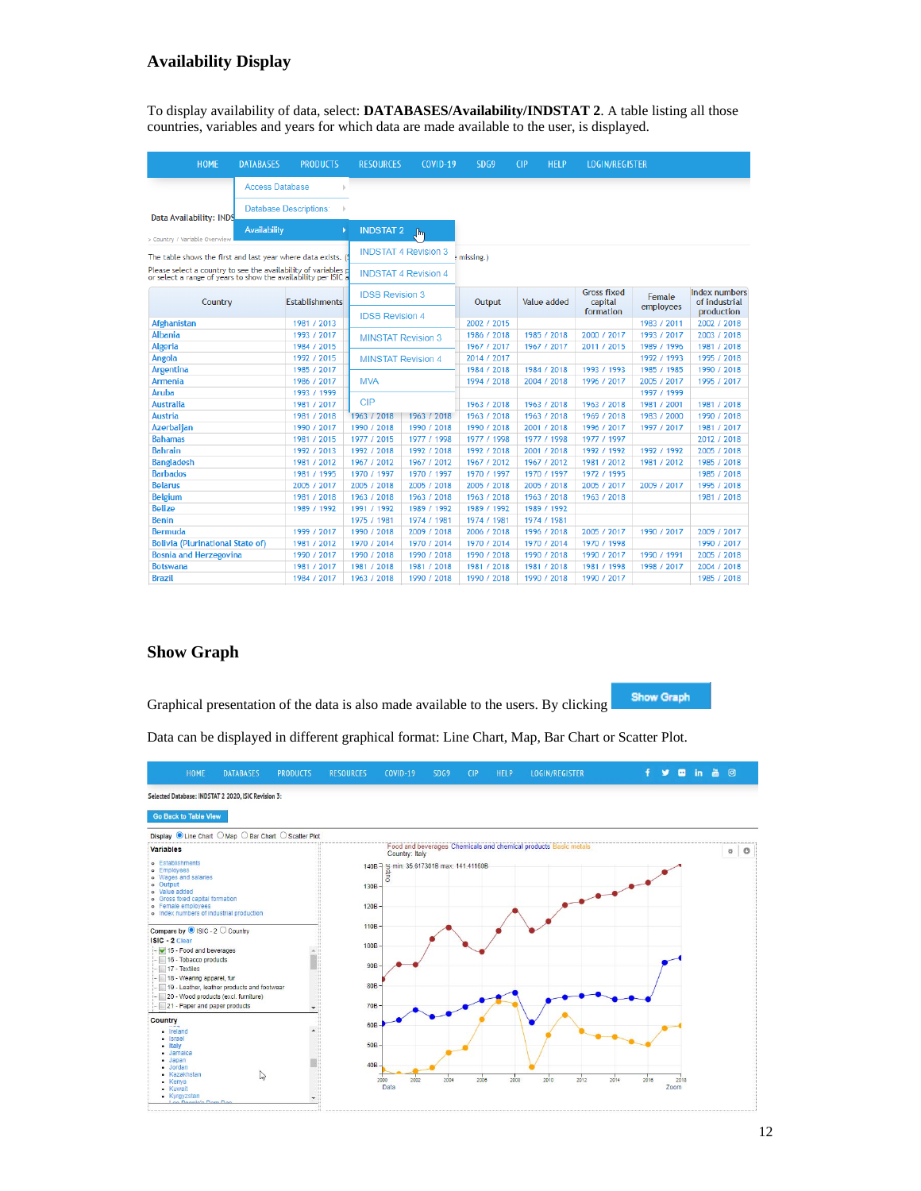## Availability Display

To display availability of data, select: **DATABASES/Availability/INDSTAT 2**. A table listing all those countries, variables and years for which data are made available to the user, is displayed.

## Show Graph

Graphical presentation of the data is also made available to the users. By clicking **Show Graph**

Data can be displayed in different graphical format: Line Chart, Map, Bar Chart or Scatter Plot.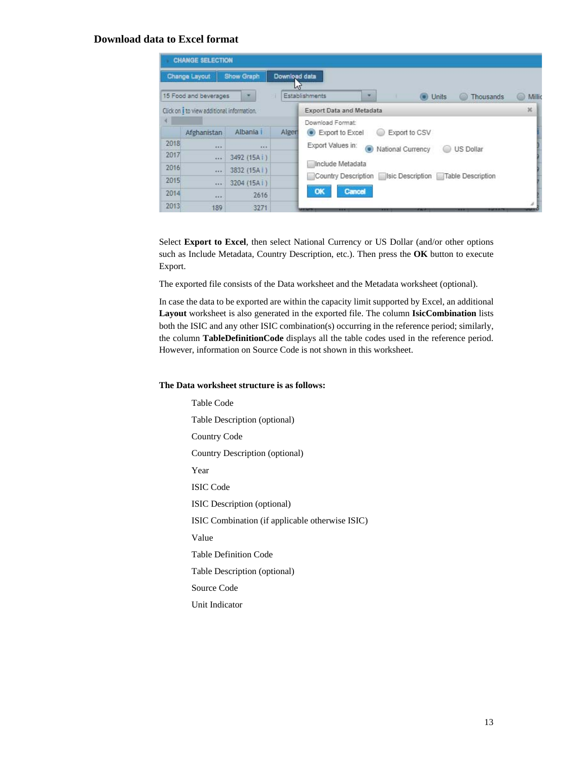## Download data to Excel format

Select **Export to Excel**, then select National Currency or US Dollar (and/or other options such as Include Metadata, Country Description, etc.). Then press the **OK** button to execute Export.

The exported file consists of the Data worksheet and the Metadata worksheet (optional).

In case the data to be exported are within the capacity limit supported by Excel, an additional **Layout** worksheet is also generated in the exported file. The column **IsicCombination** lists both the ISIC and any other ISIC combination(s) occurring in the reference period; similarly, the column **TableDefinitionCode** displays all the table codes used in the reference period. However, information on Source Code is not shown in this worksheet.

**The Data worksheet structure is as follows:**

- Table Code
- Table Description (optional)
- Country Code
- Country Description (optional)
- Year
- ISIC Code
- ISIC Description (optional)
- ISIC Combination (if applicable otherwise ISIC)
- Value
- Table Definition Code
- Table Description (optional)
- Source Code
- Unit Indicator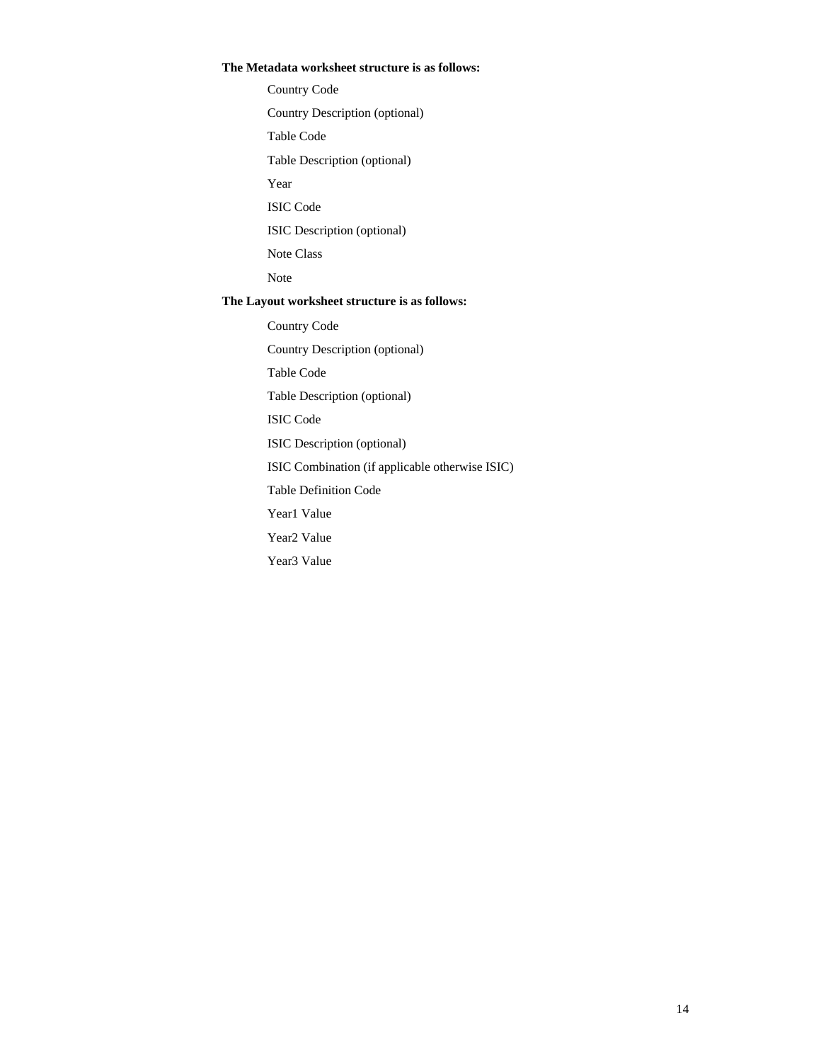**The Metadata worksheet structure is as follows:**

- Country Code
- Country Description (optional)
- Table Code
- Table Description (optional)
- Year
- ISIC Code
- ISIC Description (optional)
- Note Class
- Note

**The Layout worksheet structure is as follows:**

- Country Code
- Country Description (optional)
- Table Code
- Table Description (optional)
- ISIC Code
- ISIC Description (optional)
- ISIC Combination (if applicable otherwise ISIC)
- Table Definition Code
- Year1 Value
- Year2 Value
- Year3 Value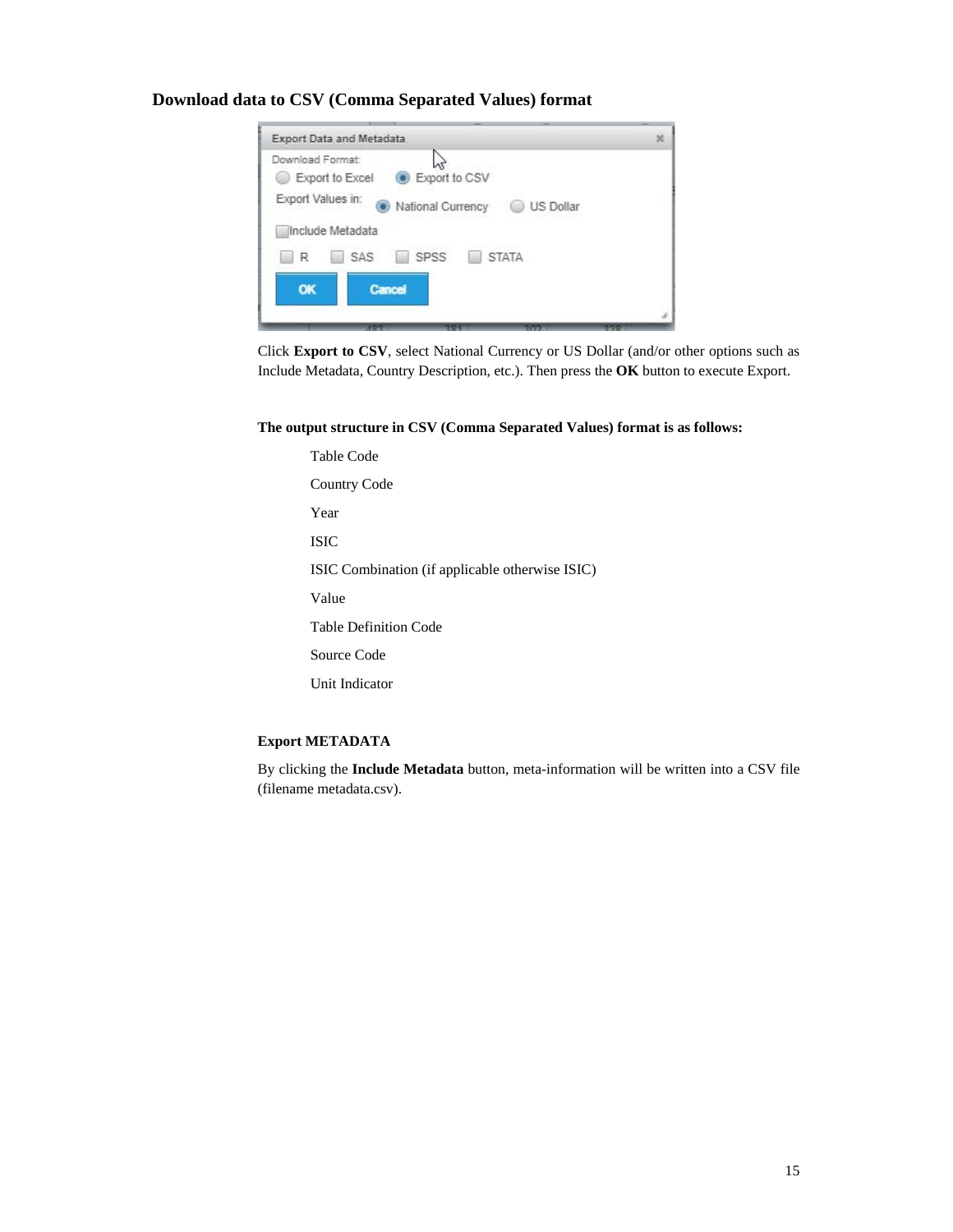### Download data to CSV (Comma Separated Values) format

Click **Export to CSV**, select National Currency or US Dollar (and/or other options such as Include Metadata, Country Description, etc.). Then press the **OK** button to execute Export.

**The output structure in CSV (Comma Separated Values) format is as follows:**

Table Code

Country Code

Year

ISIC

ISIC Combination (if applicable otherwise ISIC)

Value

Table Definition Code

Source Code

Unit Indicator

**Export METADATA**

By clicking the **Include Metadata** button, meta-information will be written into a CSV file (filename metadata.csv).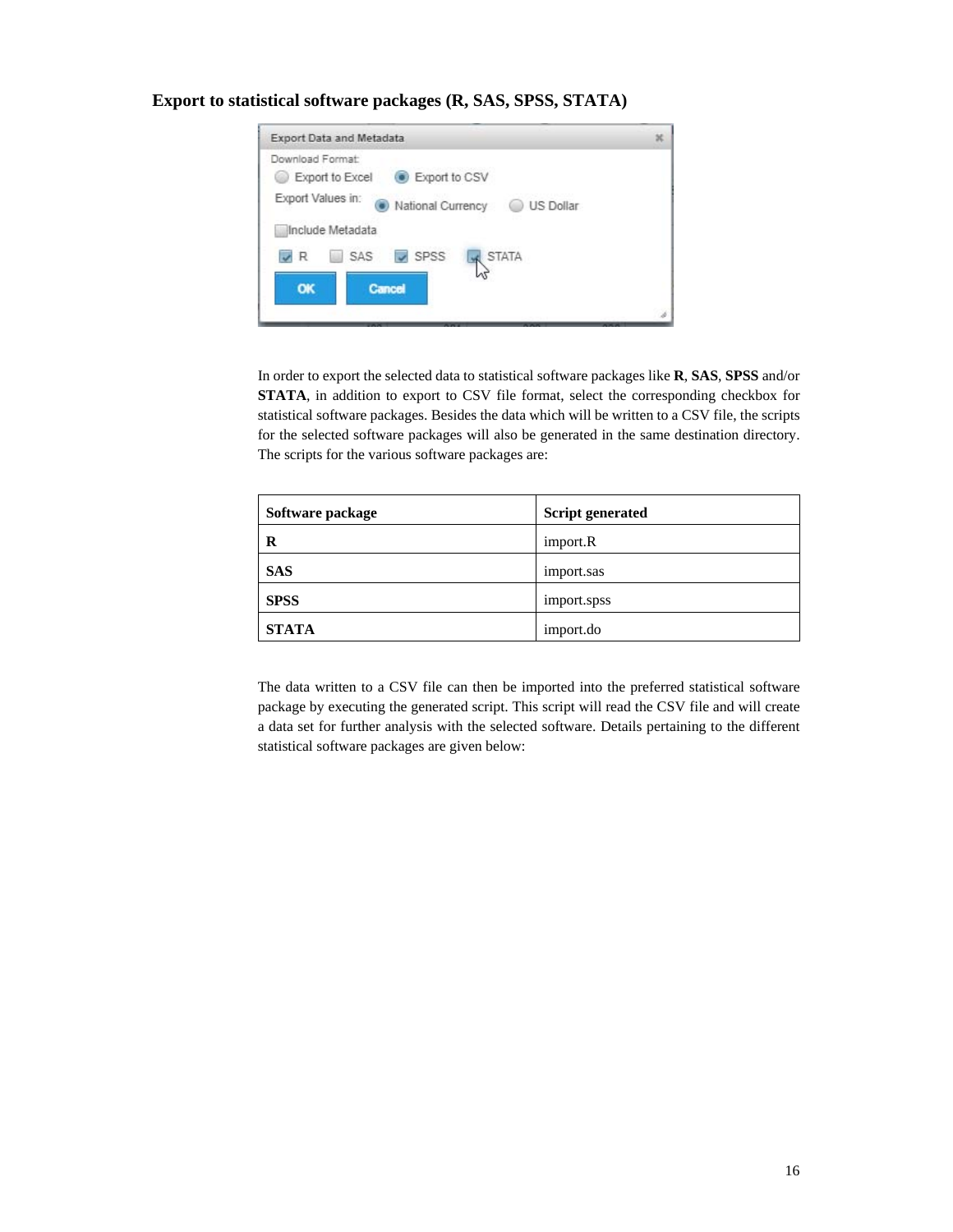### Export to statistical software packages (R, SAS, SPSS, STATA)

In order to export the selected data to statistical software packages like **R**, **SAS**, **SPSS** and/or **STATA**, in addition to export to CSV file format, select the corresponding checkbox for statistical software packages. Besides the data which will be written to a CSV file, the scripts for the selected software packages will also be generated in the same destination directory. The scripts for the various software packages are:

| Software package | Script generated |
| --- | --- |
| **R** | import.R |
| **SAS** | import.sas |
| **SPSS** | import.spss |
| **STATA** | import.do |

The data written to a CSV file can then be imported into the preferred statistical software package by executing the generated script. This script will read the CSV file and will create a data set for further analysis with the selected software. Details pertaining to the different statistical software packages are given below: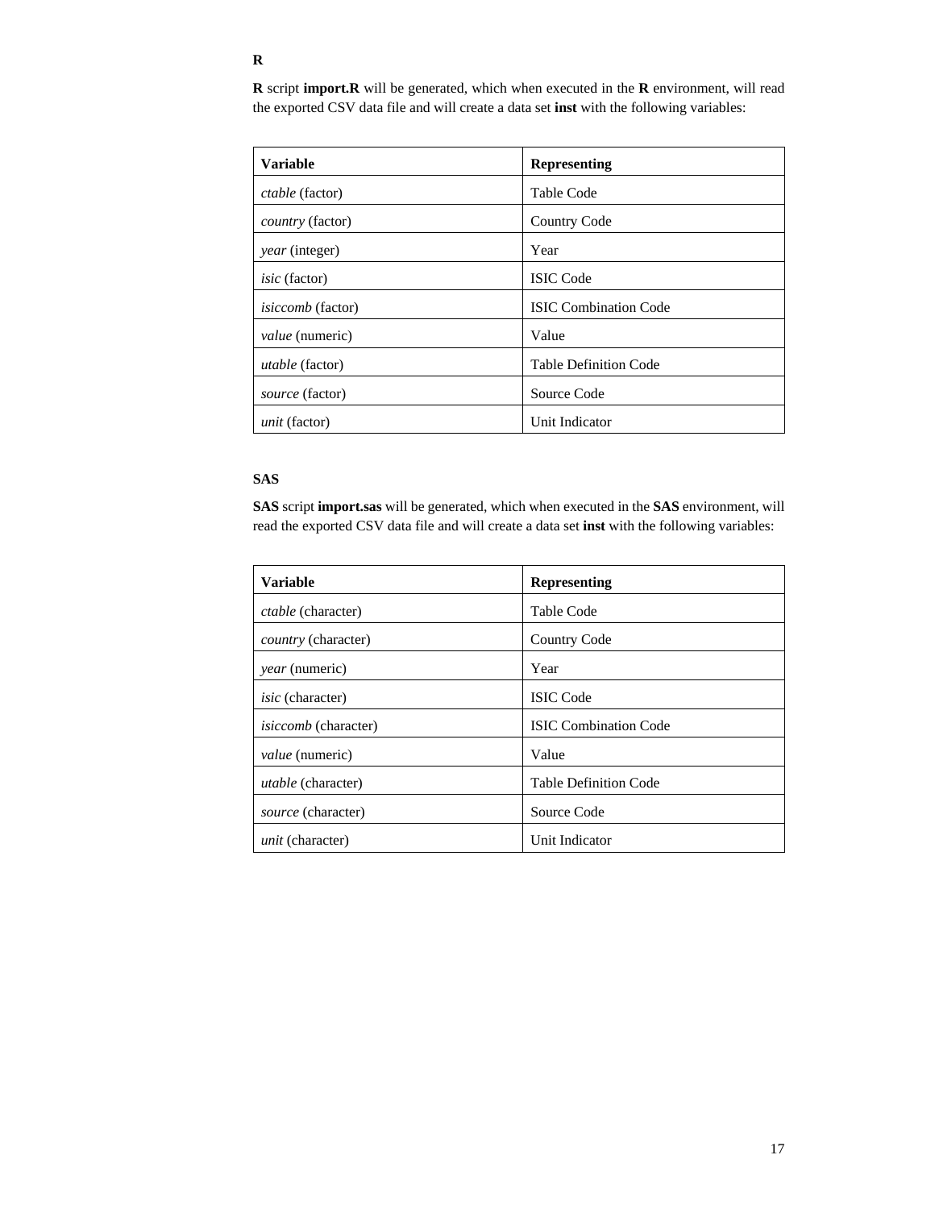**R**

**R** script **import.R** will be generated, which when executed in the **R** environment, will read the exported CSV data file and will create a data set **inst** with the following variables:

| **Variable** | **Representing** |
|---|---|
| *ctable* (factor) | Table Code |
| *country* (factor) | Country Code |
| *year* (integer) | Year |
| *isic* (factor) | ISIC Code |
| *isiccomb* (factor) | ISIC Combination Code |
| *value* (numeric) | Value |
| *utable* (factor) | Table Definition Code |
| *source* (factor) | Source Code |
| *unit* (factor) | Unit Indicator |

**SAS**

**SAS** script **import.sas** will be generated, which when executed in the **SAS** environment, will read the exported CSV data file and will create a data set **inst** with the following variables:

| **Variable** | **Representing** |
|---|---|
| *ctable* (character) | Table Code |
| *country* (character) | Country Code |
| *year* (numeric) | Year |
| *isic* (character) | ISIC Code |
| *isiccomb* (character) | ISIC Combination Code |
| *value* (numeric) | Value |
| *utable* (character) | Table Definition Code |
| *source* (character) | Source Code |
| *unit* (character) | Unit Indicator |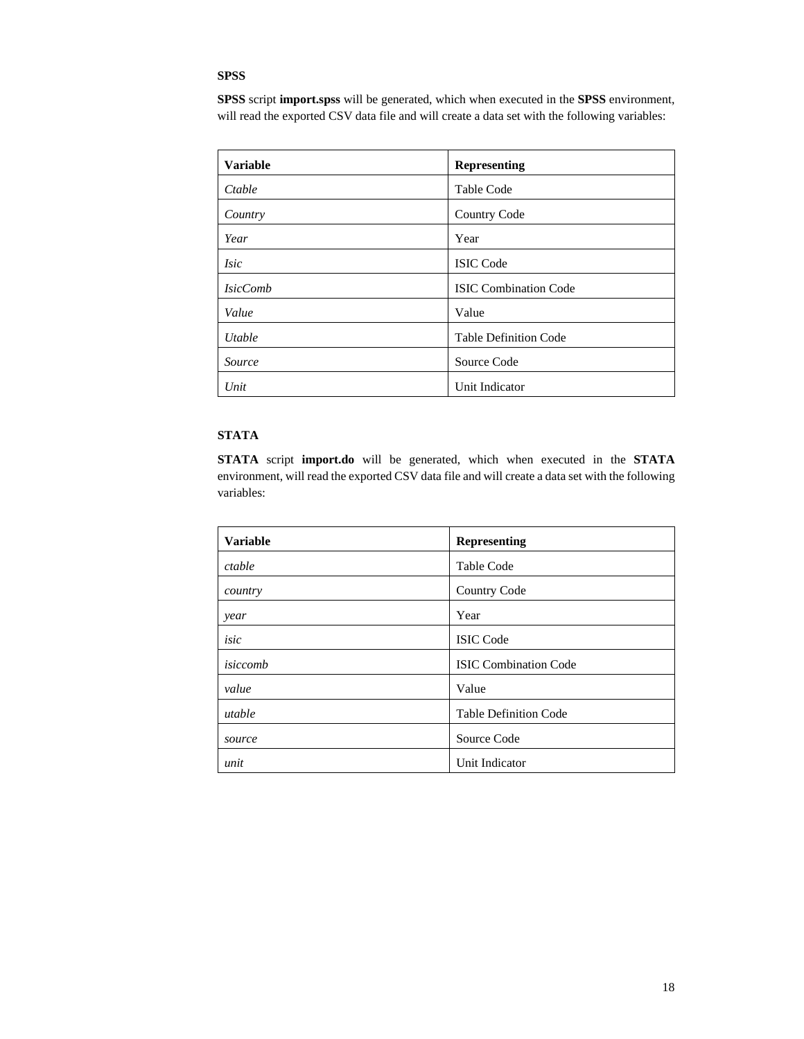**SPSS**

**SPSS** script **import.spss** will be generated, which when executed in the **SPSS** environment, will read the exported CSV data file and will create a data set with the following variables:

| **Variable** | **Representing** |
| --- | --- |
| *Ctable* | Table Code |
| *Country* | Country Code |
| *Year* | Year |
| *Isic* | ISIC Code |
| *IsicComb* | ISIC Combination Code |
| *Value* | Value |
| *Utable* | Table Definition Code |
| *Source* | Source Code |
| *Unit* | Unit Indicator |

**STATA**

**STATA** script **import.do** will be generated, which when executed in the **STATA** environment, will read the exported CSV data file and will create a data set with the following variables:

| **Variable** | **Representing** |
| --- | --- |
| *ctable* | Table Code |
| *country* | Country Code |
| *year* | Year |
| *isic* | ISIC Code |
| *isiccomb* | ISIC Combination Code |
| *value* | Value |
| *utable* | Table Definition Code |
| *source* | Source Code |
| *unit* | Unit Indicator |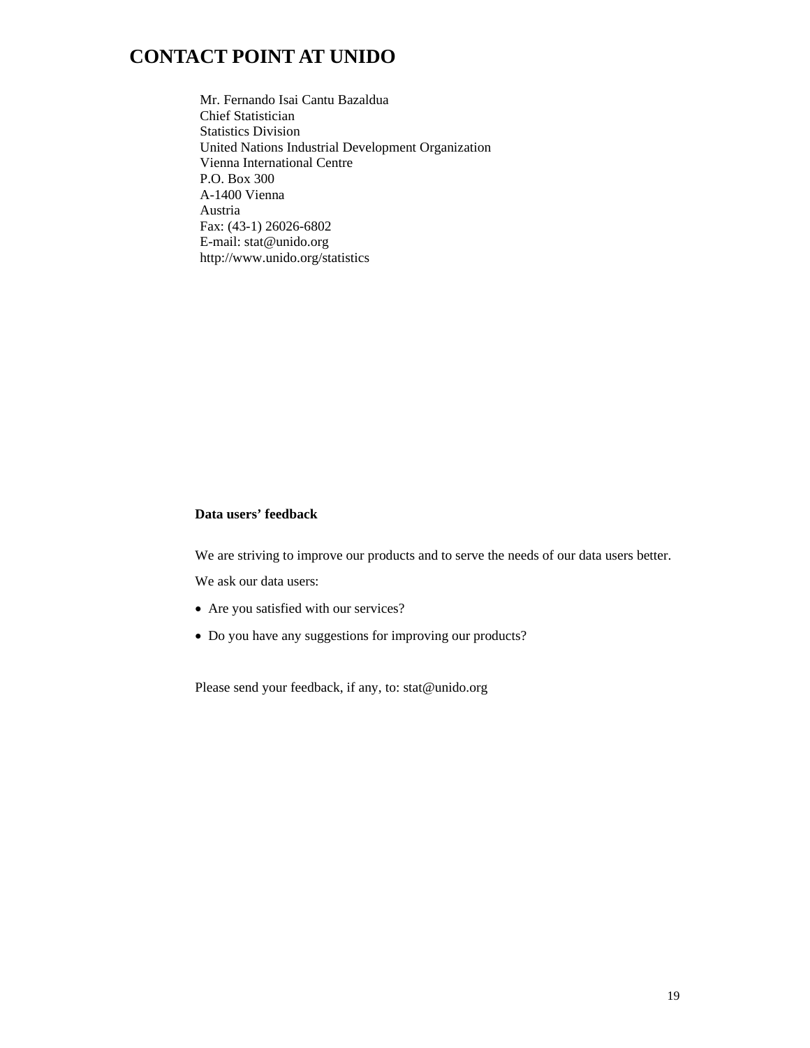# CONTACT POINT AT UNIDO

Mr. Fernando Isai Cantu Bazaldua
Chief Statistician
Statistics Division
United Nations Industrial Development Organization
Vienna International Centre
P.O. Box 300
A-1400 Vienna
Austria
Fax: (43-1) 26026-6802
E-mail: stat@unido.org
http://www.unido.org/statistics

**Data users' feedback**

We are striving to improve our products and to serve the needs of our data users better.

We ask our data users:

- Are you satisfied with our services?
- Do you have any suggestions for improving our products?

Please send your feedback, if any, to: stat@unido.org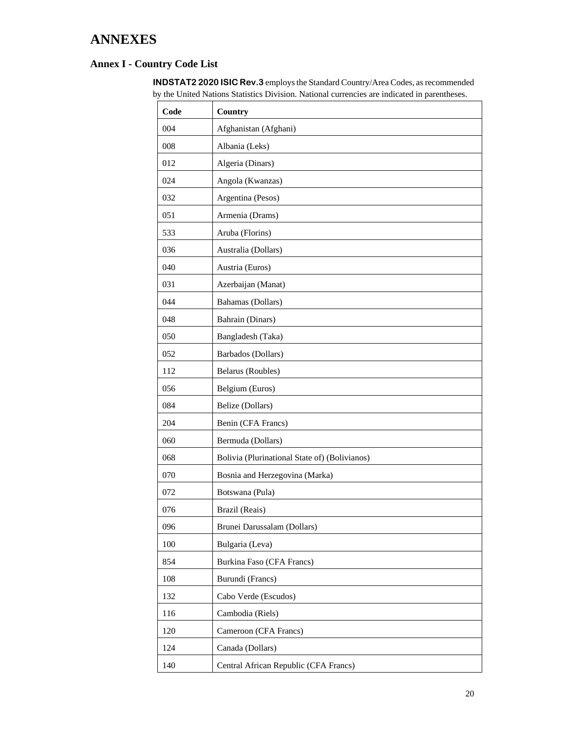# ANNEXES

## Annex I - Country Code List

**INDSTAT2 2020 ISIC Rev.3** employs the Standard Country/Area Codes, as recommended by the United Nations Statistics Division. National currencies are indicated in parentheses.

| Code | Country |
|---|---|
| 004 | Afghanistan (Afghani) |
| 008 | Albania (Leks) |
| 012 | Algeria (Dinars) |
| 024 | Angola (Kwanzas) |
| 032 | Argentina (Pesos) |
| 051 | Armenia (Drams) |
| 533 | Aruba (Florins) |
| 036 | Australia (Dollars) |
| 040 | Austria (Euros) |
| 031 | Azerbaijan (Manat) |
| 044 | Bahamas (Dollars) |
| 048 | Bahrain (Dinars) |
| 050 | Bangladesh (Taka) |
| 052 | Barbados (Dollars) |
| 112 | Belarus (Roubles) |
| 056 | Belgium (Euros) |
| 084 | Belize (Dollars) |
| 204 | Benin (CFA Francs) |
| 060 | Bermuda (Dollars) |
| 068 | Bolivia (Plurinational State of) (Bolivianos) |
| 070 | Bosnia and Herzegovina (Marka) |
| 072 | Botswana (Pula) |
| 076 | Brazil (Reais) |
| 096 | Brunei Darussalam (Dollars) |
| 100 | Bulgaria (Leva) |
| 854 | Burkina Faso (CFA Francs) |
| 108 | Burundi (Francs) |
| 132 | Cabo Verde (Escudos) |
| 116 | Cambodia (Riels) |
| 120 | Cameroon (CFA Francs) |
| 124 | Canada (Dollars) |
| 140 | Central African Republic (CFA Francs) |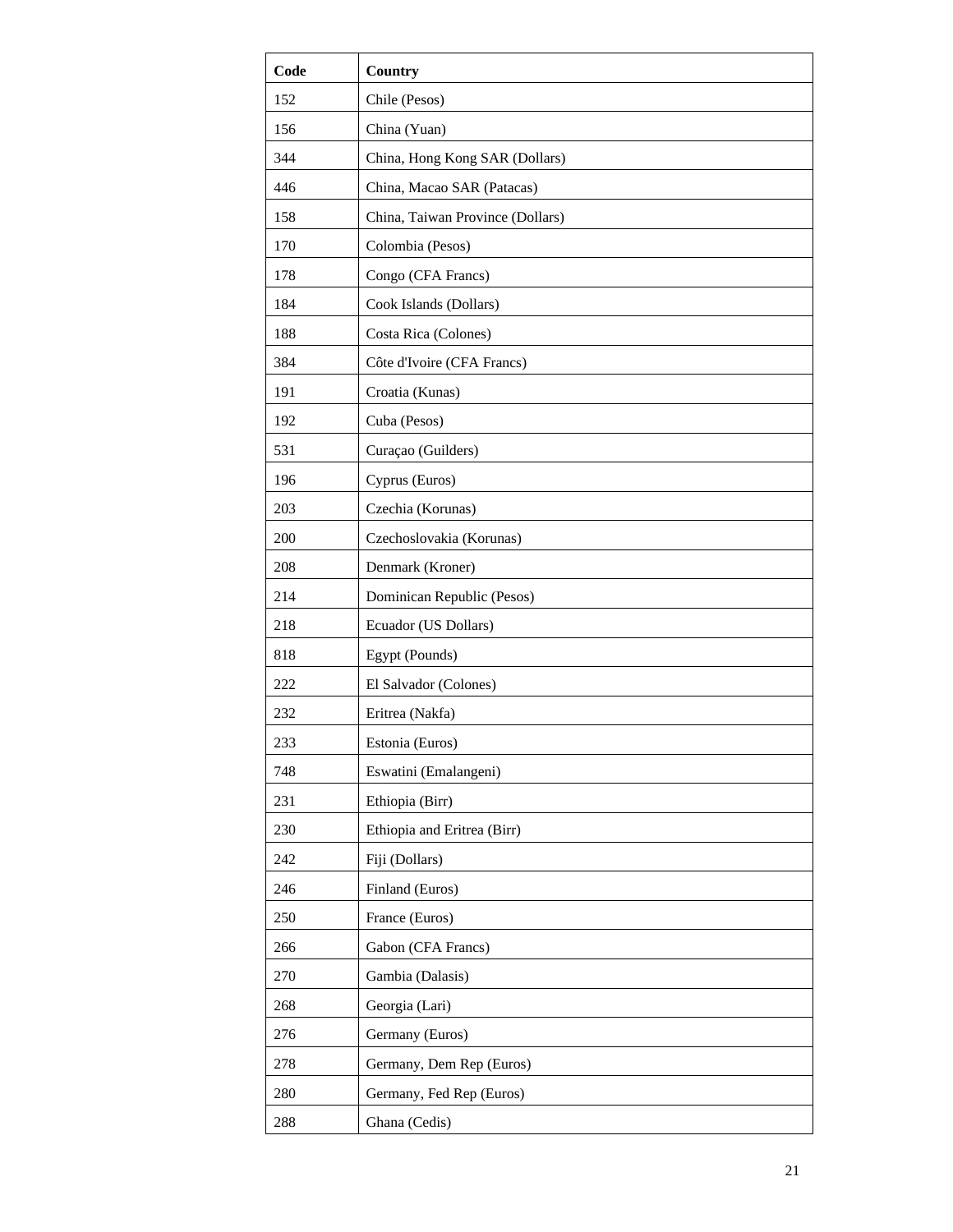| Code | Country |
| --- | --- |
| 152 | Chile (Pesos) |
| 156 | China (Yuan) |
| 344 | China, Hong Kong SAR (Dollars) |
| 446 | China, Macao SAR (Patacas) |
| 158 | China, Taiwan Province (Dollars) |
| 170 | Colombia (Pesos) |
| 178 | Congo (CFA Francs) |
| 184 | Cook Islands (Dollars) |
| 188 | Costa Rica (Colones) |
| 384 | Côte d'Ivoire (CFA Francs) |
| 191 | Croatia (Kunas) |
| 192 | Cuba (Pesos) |
| 531 | Curaçao (Guilders) |
| 196 | Cyprus (Euros) |
| 203 | Czechia (Korunas) |
| 200 | Czechoslovakia (Korunas) |
| 208 | Denmark (Kroner) |
| 214 | Dominican Republic (Pesos) |
| 218 | Ecuador (US Dollars) |
| 818 | Egypt (Pounds) |
| 222 | El Salvador (Colones) |
| 232 | Eritrea (Nakfa) |
| 233 | Estonia (Euros) |
| 748 | Eswatini (Emalangeni) |
| 231 | Ethiopia (Birr) |
| 230 | Ethiopia and Eritrea (Birr) |
| 242 | Fiji (Dollars) |
| 246 | Finland (Euros) |
| 250 | France (Euros) |
| 266 | Gabon (CFA Francs) |
| 270 | Gambia (Dalasis) |
| 268 | Georgia (Lari) |
| 276 | Germany (Euros) |
| 278 | Germany, Dem Rep (Euros) |
| 280 | Germany, Fed Rep (Euros) |
| 288 | Ghana (Cedis) |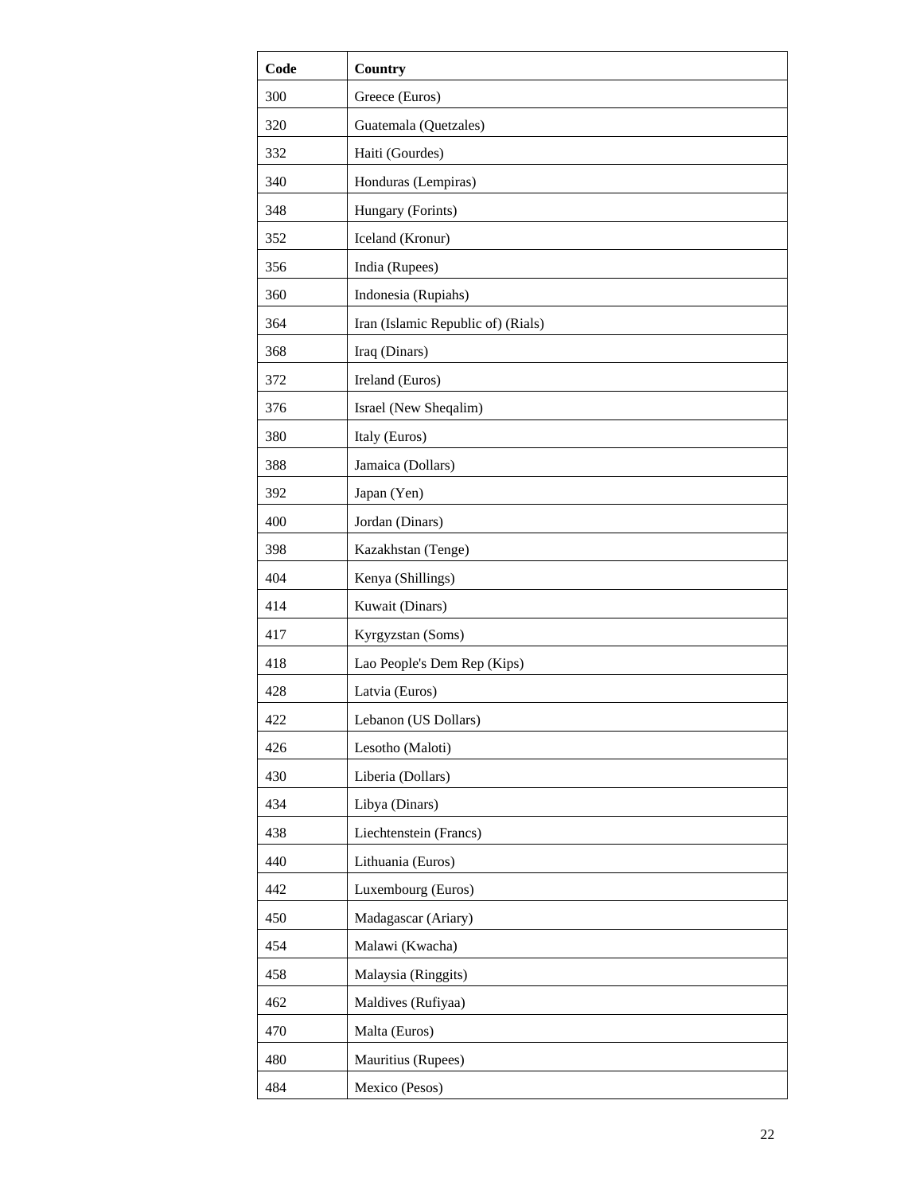| Code | Country |
| --- | --- |
| 300 | Greece (Euros) |
| 320 | Guatemala (Quetzales) |
| 332 | Haiti (Gourdes) |
| 340 | Honduras (Lempiras) |
| 348 | Hungary (Forints) |
| 352 | Iceland (Kronur) |
| 356 | India (Rupees) |
| 360 | Indonesia (Rupiahs) |
| 364 | Iran (Islamic Republic of) (Rials) |
| 368 | Iraq (Dinars) |
| 372 | Ireland (Euros) |
| 376 | Israel (New Sheqalim) |
| 380 | Italy (Euros) |
| 388 | Jamaica (Dollars) |
| 392 | Japan (Yen) |
| 400 | Jordan (Dinars) |
| 398 | Kazakhstan (Tenge) |
| 404 | Kenya (Shillings) |
| 414 | Kuwait (Dinars) |
| 417 | Kyrgyzstan (Soms) |
| 418 | Lao People's Dem Rep (Kips) |
| 428 | Latvia (Euros) |
| 422 | Lebanon (US Dollars) |
| 426 | Lesotho (Maloti) |
| 430 | Liberia (Dollars) |
| 434 | Libya (Dinars) |
| 438 | Liechtenstein (Francs) |
| 440 | Lithuania (Euros) |
| 442 | Luxembourg (Euros) |
| 450 | Madagascar (Ariary) |
| 454 | Malawi (Kwacha) |
| 458 | Malaysia (Ringgits) |
| 462 | Maldives (Rufiyaa) |
| 470 | Malta (Euros) |
| 480 | Mauritius (Rupees) |
| 484 | Mexico (Pesos) |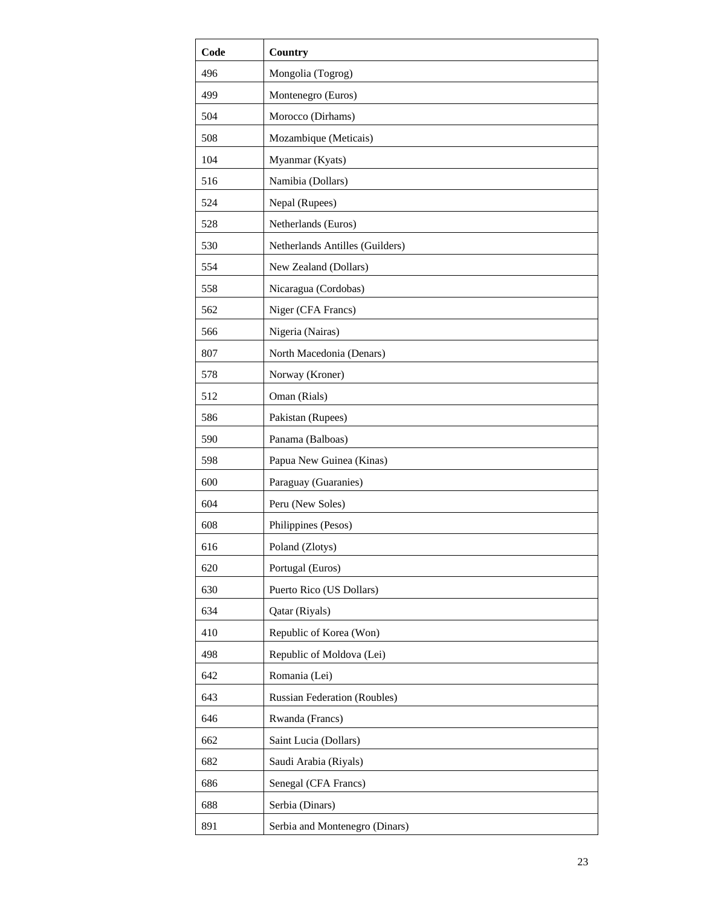| Code | Country |
| --- | --- |
| 496 | Mongolia (Togrog) |
| 499 | Montenegro (Euros) |
| 504 | Morocco (Dirhams) |
| 508 | Mozambique (Meticais) |
| 104 | Myanmar (Kyats) |
| 516 | Namibia (Dollars) |
| 524 | Nepal (Rupees) |
| 528 | Netherlands (Euros) |
| 530 | Netherlands Antilles (Guilders) |
| 554 | New Zealand (Dollars) |
| 558 | Nicaragua (Cordobas) |
| 562 | Niger (CFA Francs) |
| 566 | Nigeria (Nairas) |
| 807 | North Macedonia (Denars) |
| 578 | Norway (Kroner) |
| 512 | Oman (Rials) |
| 586 | Pakistan (Rupees) |
| 590 | Panama (Balboas) |
| 598 | Papua New Guinea (Kinas) |
| 600 | Paraguay (Guaranies) |
| 604 | Peru (New Soles) |
| 608 | Philippines (Pesos) |
| 616 | Poland (Zlotys) |
| 620 | Portugal (Euros) |
| 630 | Puerto Rico (US Dollars) |
| 634 | Qatar (Riyals) |
| 410 | Republic of Korea (Won) |
| 498 | Republic of Moldova (Lei) |
| 642 | Romania (Lei) |
| 643 | Russian Federation (Roubles) |
| 646 | Rwanda (Francs) |
| 662 | Saint Lucia (Dollars) |
| 682 | Saudi Arabia (Riyals) |
| 686 | Senegal (CFA Francs) |
| 688 | Serbia (Dinars) |
| 891 | Serbia and Montenegro (Dinars) |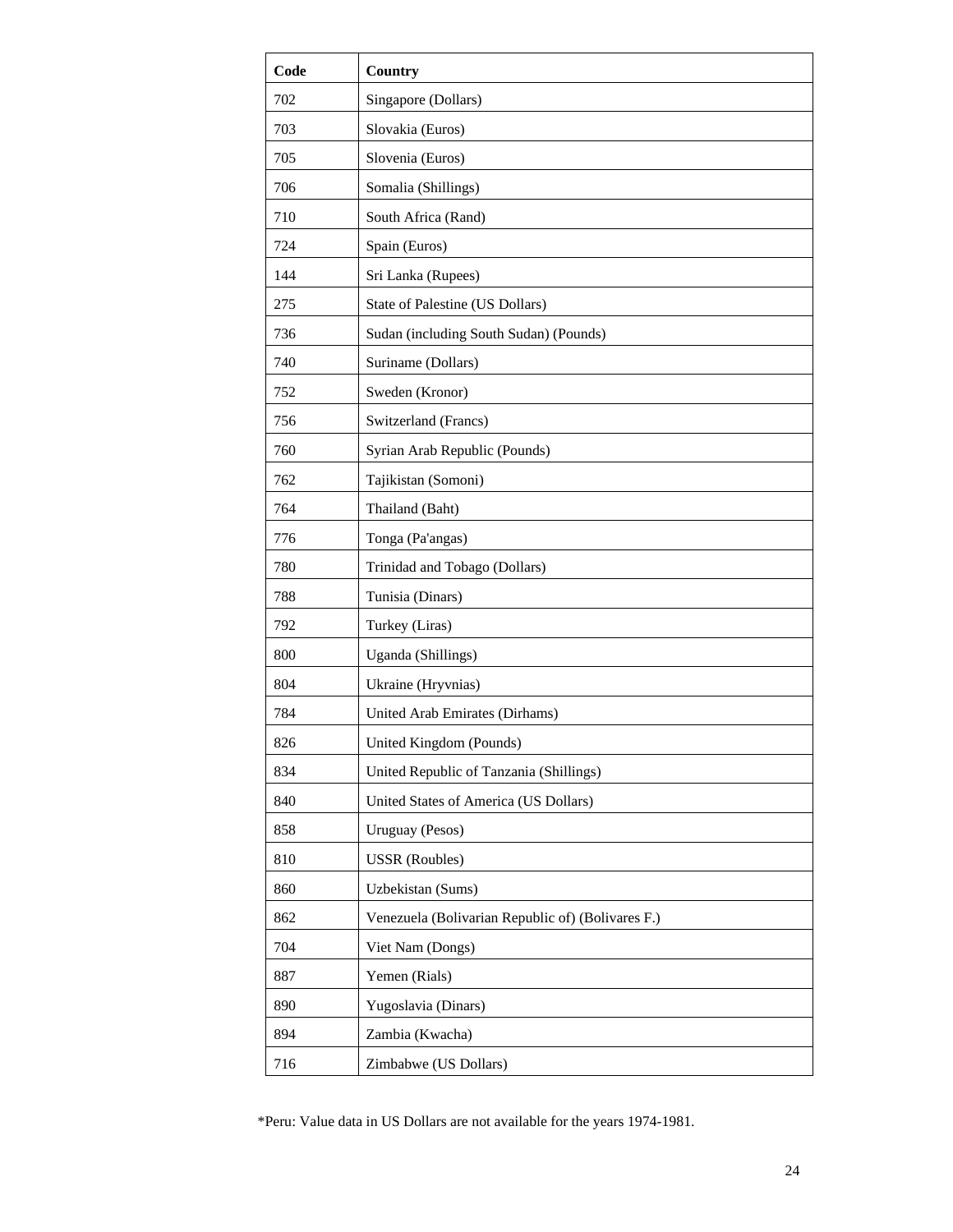| Code | Country |
|---|---|
| 702 | Singapore (Dollars) |
| 703 | Slovakia (Euros) |
| 705 | Slovenia (Euros) |
| 706 | Somalia (Shillings) |
| 710 | South Africa (Rand) |
| 724 | Spain (Euros) |
| 144 | Sri Lanka (Rupees) |
| 275 | State of Palestine (US Dollars) |
| 736 | Sudan (including South Sudan) (Pounds) |
| 740 | Suriname (Dollars) |
| 752 | Sweden (Kronor) |
| 756 | Switzerland (Francs) |
| 760 | Syrian Arab Republic (Pounds) |
| 762 | Tajikistan (Somoni) |
| 764 | Thailand (Baht) |
| 776 | Tonga (Pa'angas) |
| 780 | Trinidad and Tobago (Dollars) |
| 788 | Tunisia (Dinars) |
| 792 | Turkey (Liras) |
| 800 | Uganda (Shillings) |
| 804 | Ukraine (Hryvnias) |
| 784 | United Arab Emirates (Dirhams) |
| 826 | United Kingdom (Pounds) |
| 834 | United Republic of Tanzania (Shillings) |
| 840 | United States of America (US Dollars) |
| 858 | Uruguay (Pesos) |
| 810 | USSR (Roubles) |
| 860 | Uzbekistan (Sums) |
| 862 | Venezuela (Bolivarian Republic of) (Bolivares F.) |
| 704 | Viet Nam (Dongs) |
| 887 | Yemen (Rials) |
| 890 | Yugoslavia (Dinars) |
| 894 | Zambia (Kwacha) |
| 716 | Zimbabwe (US Dollars) |

*Peru: Value data in US Dollars are not available for the years 1974-1981.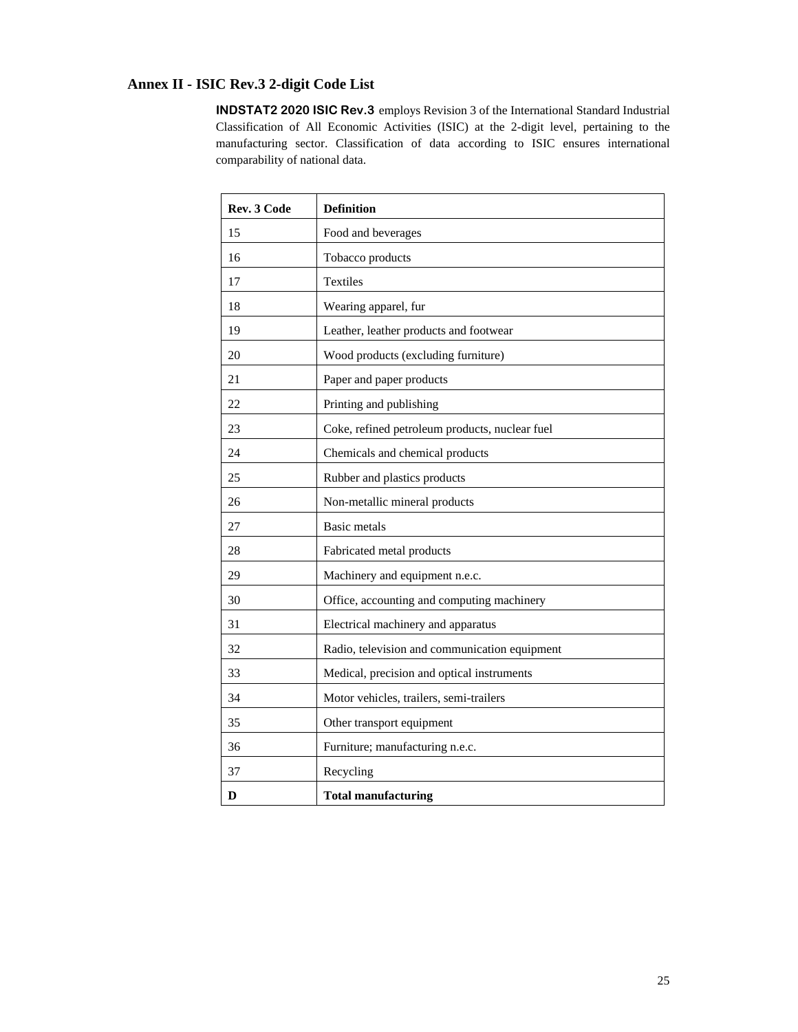## Annex II - ISIC Rev.3 2-digit Code List

**INDSTAT2 2020 ISIC Rev.3** employs Revision 3 of the International Standard Industrial Classification of All Economic Activities (ISIC) at the 2-digit level, pertaining to the manufacturing sector. Classification of data according to ISIC ensures international comparability of national data.

| Rev. 3 Code | Definition |
|---|---|
| 15 | Food and beverages |
| 16 | Tobacco products |
| 17 | Textiles |
| 18 | Wearing apparel, fur |
| 19 | Leather, leather products and footwear |
| 20 | Wood products (excluding furniture) |
| 21 | Paper and paper products |
| 22 | Printing and publishing |
| 23 | Coke, refined petroleum products, nuclear fuel |
| 24 | Chemicals and chemical products |
| 25 | Rubber and plastics products |
| 26 | Non-metallic mineral products |
| 27 | Basic metals |
| 28 | Fabricated metal products |
| 29 | Machinery and equipment n.e.c. |
| 30 | Office, accounting and computing machinery |
| 31 | Electrical machinery and apparatus |
| 32 | Radio, television and communication equipment |
| 33 | Medical, precision and optical instruments |
| 34 | Motor vehicles, trailers, semi-trailers |
| 35 | Other transport equipment |
| 36 | Furniture; manufacturing n.e.c. |
| 37 | Recycling |
| **D** | **Total manufacturing** |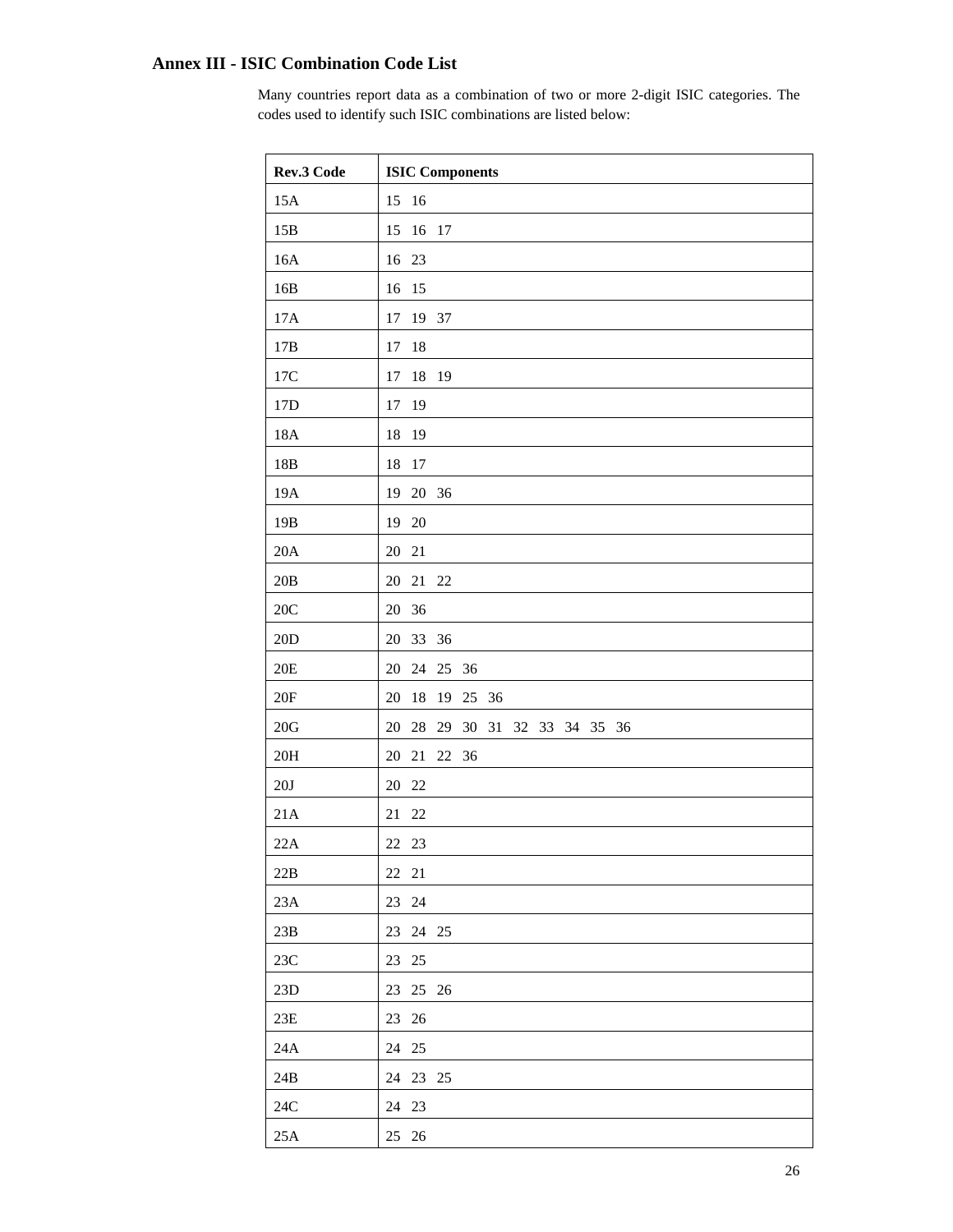## Annex III - ISIC Combination Code List

Many countries report data as a combination of two or more 2-digit ISIC categories. The codes used to identify such ISIC combinations are listed below:

| Rev.3 Code | ISIC Components |
|---|---|
| 15A | 15 16 |
| 15B | 15 16 17 |
| 16A | 16 23 |
| 16B | 16 15 |
| 17A | 17 19 37 |
| 17B | 17 18 |
| 17C | 17 18 19 |
| 17D | 17 19 |
| 18A | 18 19 |
| 18B | 18 17 |
| 19A | 19 20 36 |
| 19B | 19 20 |
| 20A | 20 21 |
| 20B | 20 21 22 |
| 20C | 20 36 |
| 20D | 20 33 36 |
| 20E | 20 24 25 36 |
| 20F | 20 18 19 25 36 |
| 20G | 20 28 29 30 31 32 33 34 35 36 |
| 20H | 20 21 22 36 |
| 20J | 20 22 |
| 21A | 21 22 |
| 22A | 22 23 |
| 22B | 22 21 |
| 23A | 23 24 |
| 23B | 23 24 25 |
| 23C | 23 25 |
| 23D | 23 25 26 |
| 23E | 23 26 |
| 24A | 24 25 |
| 24B | 24 23 25 |
| 24C | 24 23 |
| 25A | 25 26 |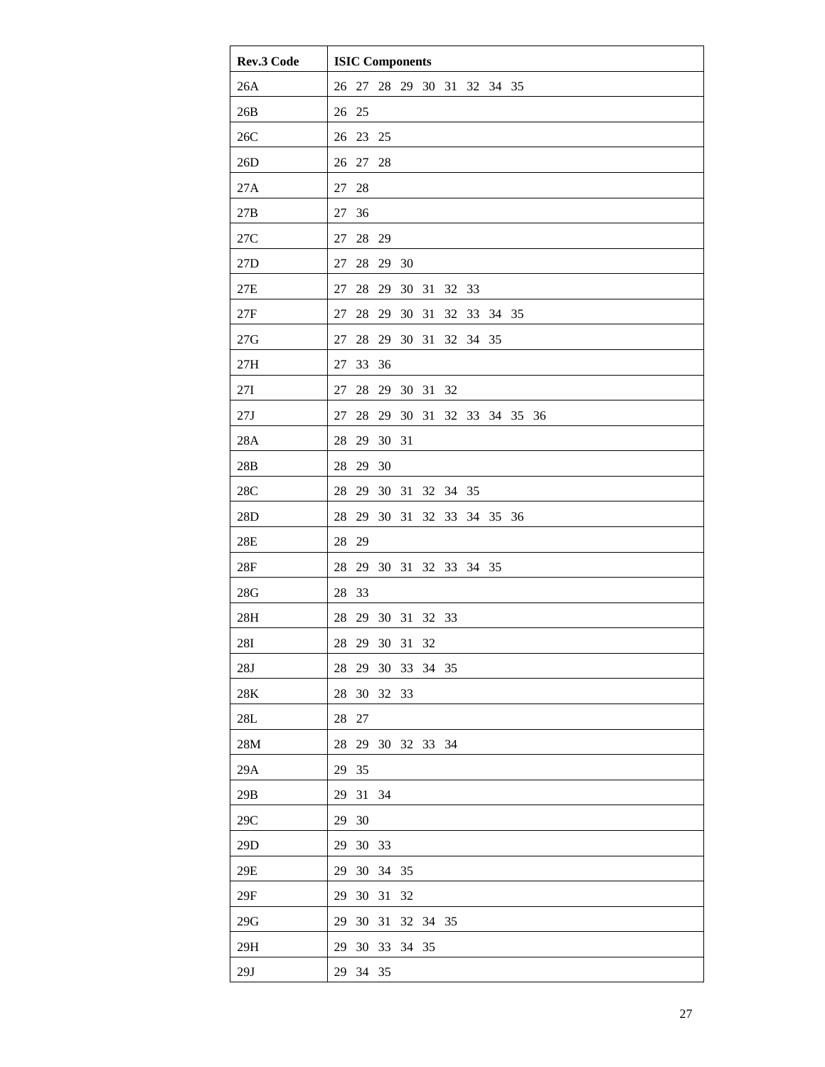| Rev.3 Code | ISIC Components |
|---|---|
| 26A | 26 27 28 29 30 31 32 34 35 |
| 26B | 26 25 |
| 26C | 26 23 25 |
| 26D | 26 27 28 |
| 27A | 27 28 |
| 27B | 27 36 |
| 27C | 27 28 29 |
| 27D | 27 28 29 30 |
| 27E | 27 28 29 30 31 32 33 |
| 27F | 27 28 29 30 31 32 33 34 35 |
| 27G | 27 28 29 30 31 32 34 35 |
| 27H | 27 33 36 |
| 27I | 27 28 29 30 31 32 |
| 27J | 27 28 29 30 31 32 33 34 35 36 |
| 28A | 28 29 30 31 |
| 28B | 28 29 30 |
| 28C | 28 29 30 31 32 34 35 |
| 28D | 28 29 30 31 32 33 34 35 36 |
| 28E | 28 29 |
| 28F | 28 29 30 31 32 33 34 35 |
| 28G | 28 33 |
| 28H | 28 29 30 31 32 33 |
| 28I | 28 29 30 31 32 |
| 28J | 28 29 30 33 34 35 |
| 28K | 28 30 32 33 |
| 28L | 28 27 |
| 28M | 28 29 30 32 33 34 |
| 29A | 29 35 |
| 29B | 29 31 34 |
| 29C | 29 30 |
| 29D | 29 30 33 |
| 29E | 29 30 34 35 |
| 29F | 29 30 31 32 |
| 29G | 29 30 31 32 34 35 |
| 29H | 29 30 33 34 35 |
| 29J | 29 34 35 |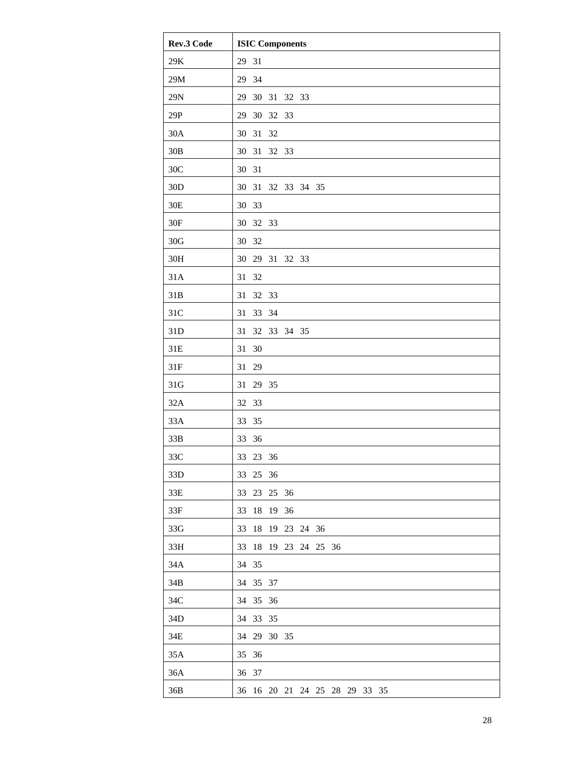| Rev.3 Code | ISIC Components |
|---|---|
| 29K | 29 31 |
| 29M | 29 34 |
| 29N | 29 30 31 32 33 |
| 29P | 29 30 32 33 |
| 30A | 30 31 32 |
| 30B | 30 31 32 33 |
| 30C | 30 31 |
| 30D | 30 31 32 33 34 35 |
| 30E | 30 33 |
| 30F | 30 32 33 |
| 30G | 30 32 |
| 30H | 30 29 31 32 33 |
| 31A | 31 32 |
| 31B | 31 32 33 |
| 31C | 31 33 34 |
| 31D | 31 32 33 34 35 |
| 31E | 31 30 |
| 31F | 31 29 |
| 31G | 31 29 35 |
| 32A | 32 33 |
| 33A | 33 35 |
| 33B | 33 36 |
| 33C | 33 23 36 |
| 33D | 33 25 36 |
| 33E | 33 23 25 36 |
| 33F | 33 18 19 36 |
| 33G | 33 18 19 23 24 36 |
| 33H | 33 18 19 23 24 25 36 |
| 34A | 34 35 |
| 34B | 34 35 37 |
| 34C | 34 35 36 |
| 34D | 34 33 35 |
| 34E | 34 29 30 35 |
| 35A | 35 36 |
| 36A | 36 37 |
| 36B | 36 16 20 21 24 25 28 29 33 35 |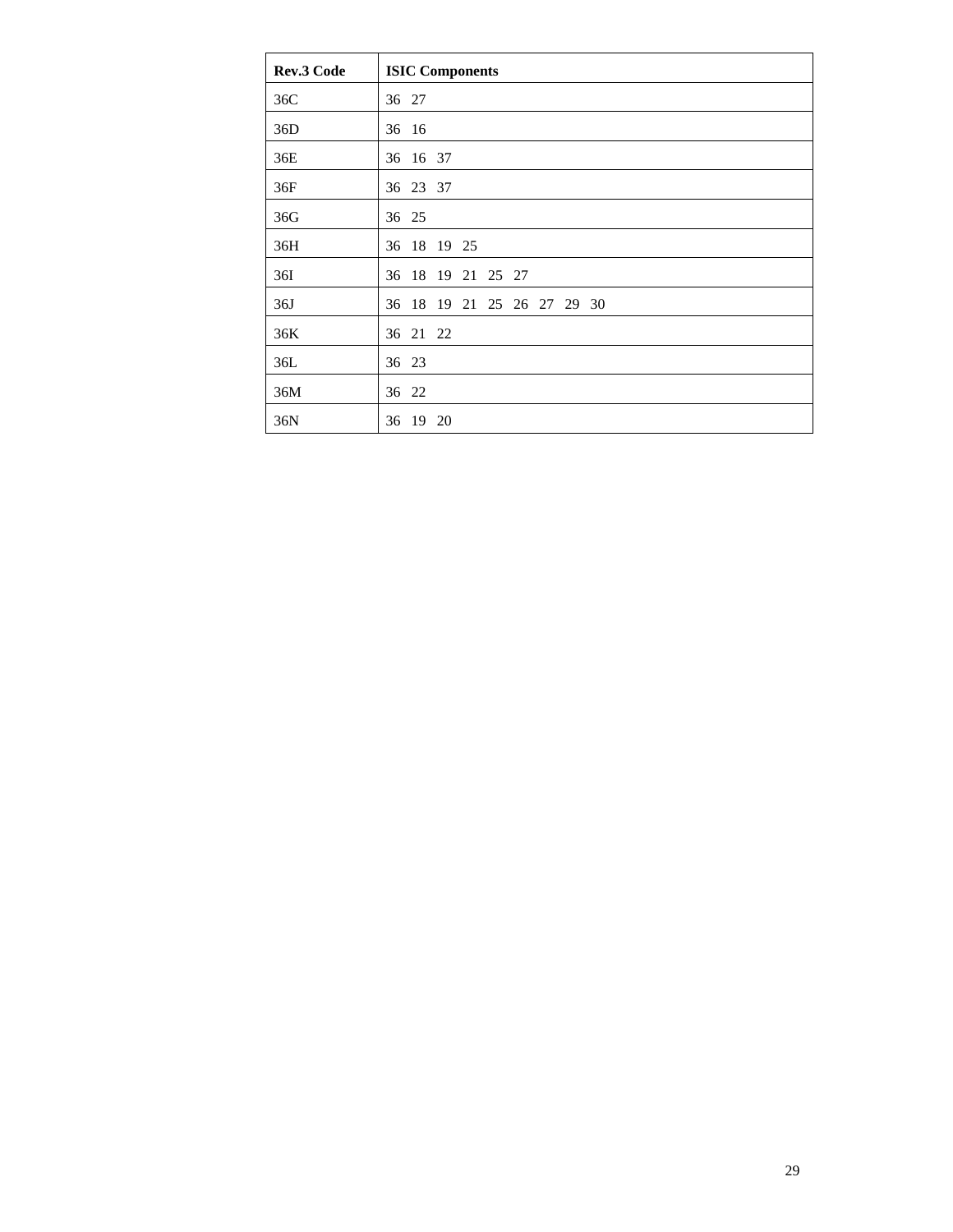| **Rev.3 Code** | **ISIC Components** |
| --- | --- |
| 36C | 36 27 |
| 36D | 36 16 |
| 36E | 36 16 37 |
| 36F | 36 23 37 |
| 36G | 36 25 |
| 36H | 36 18 19 25 |
| 36I | 36 18 19 21 25 27 |
| 36J | 36 18 19 21 25 26 27 29 30 |
| 36K | 36 21 22 |
| 36L | 36 23 |
| 36M | 36 22 |
| 36N | 36 19 20 |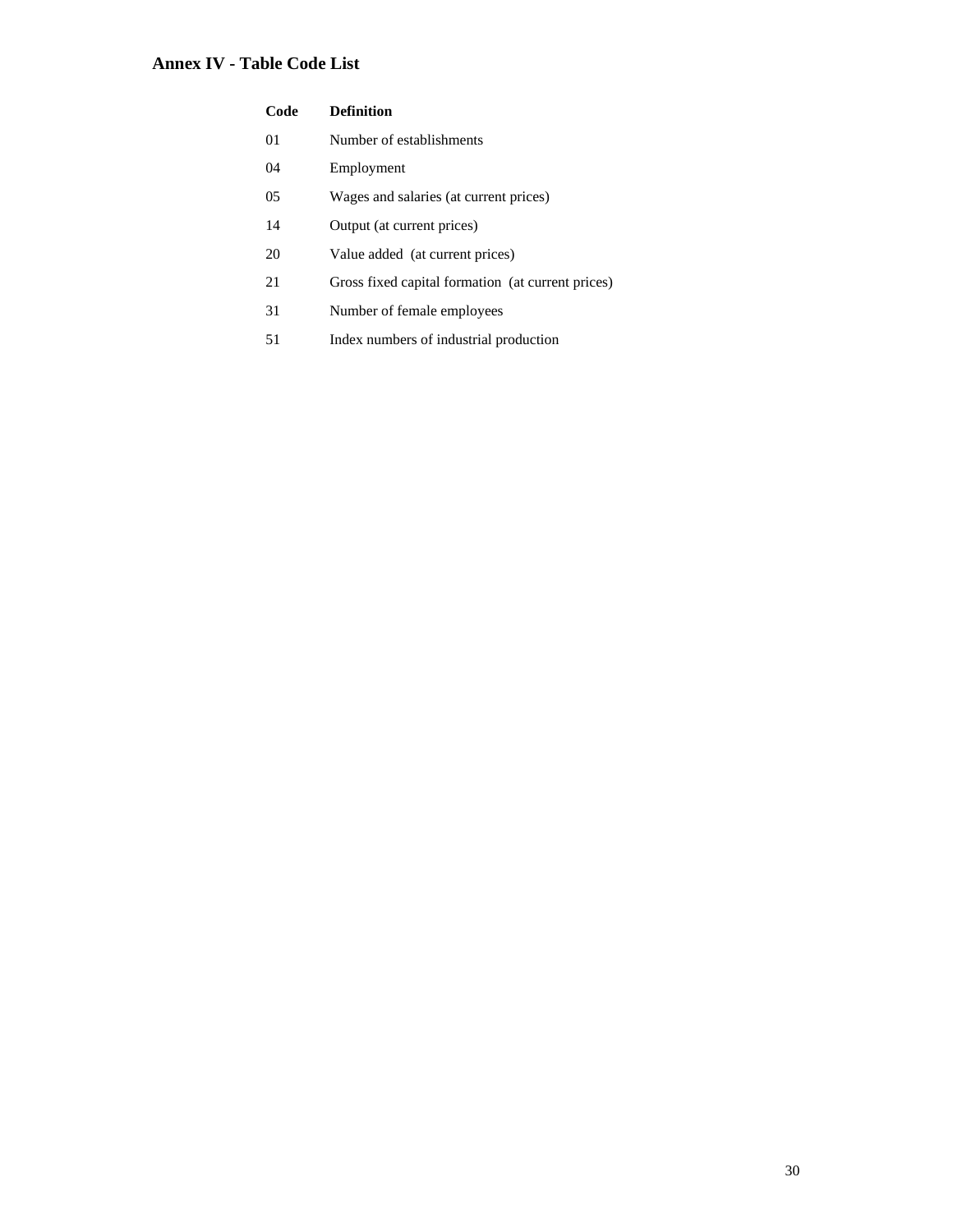## Annex IV - Table Code List

| Code | Definition |
|---|---|
| 01 | Number of establishments |
| 04 | Employment |
| 05 | Wages and salaries (at current prices) |
| 14 | Output (at current prices) |
| 20 | Value added (at current prices) |
| 21 | Gross fixed capital formation (at current prices) |
| 31 | Number of female employees |
| 51 | Index numbers of industrial production |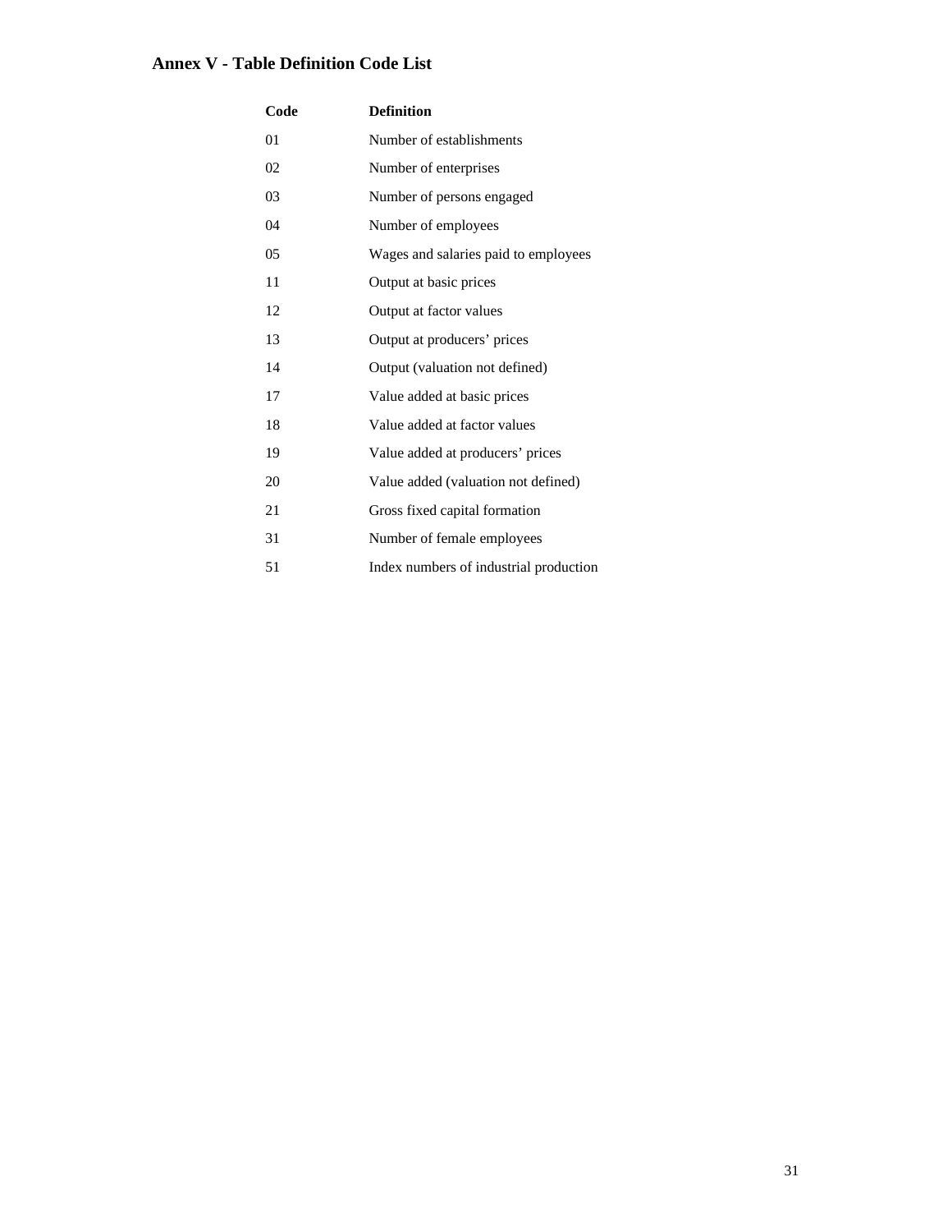## Annex V - Table Definition Code List

| Code | Definition |
|---|---|
| 01 | Number of establishments |
| 02 | Number of enterprises |
| 03 | Number of persons engaged |
| 04 | Number of employees |
| 05 | Wages and salaries paid to employees |
| 11 | Output at basic prices |
| 12 | Output at factor values |
| 13 | Output at producers' prices |
| 14 | Output (valuation not defined) |
| 17 | Value added at basic prices |
| 18 | Value added at factor values |
| 19 | Value added at producers' prices |
| 20 | Value added (valuation not defined) |
| 21 | Gross fixed capital formation |
| 31 | Number of female employees |
| 51 | Index numbers of industrial production |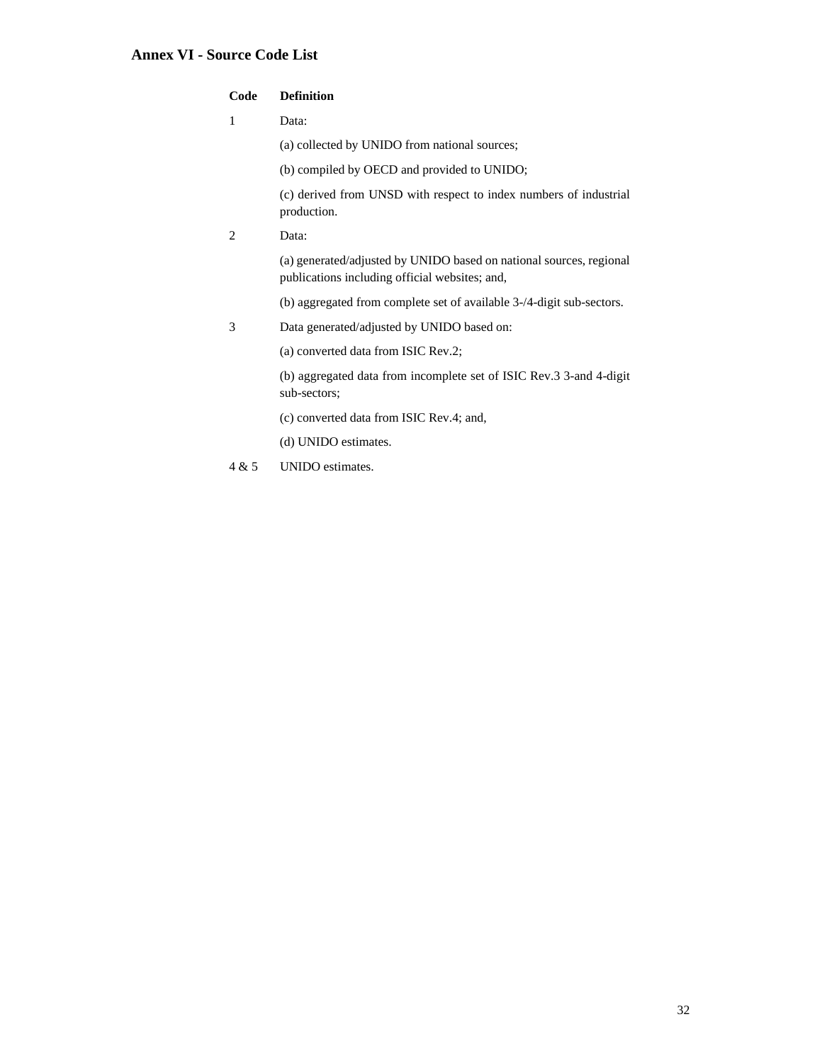## Annex VI - Source Code List

| Code | Definition |
|---|---|
| 1 | Data: |
| | (a) collected by UNIDO from national sources; |
| | (b) compiled by OECD and provided to UNIDO; |
| | (c) derived from UNSD with respect to index numbers of industrial production. |
| 2 | Data: |
| | (a) generated/adjusted by UNIDO based on national sources, regional publications including official websites; and, |
| | (b) aggregated from complete set of available 3-/4-digit sub-sectors. |
| 3 | Data generated/adjusted by UNIDO based on: |
| | (a) converted data from ISIC Rev.2; |
| | (b) aggregated data from incomplete set of ISIC Rev.3 3-and 4-digit sub-sectors; |
| | (c) converted data from ISIC Rev.4; and, |
| | (d) UNIDO estimates. |
| 4 & 5 | UNIDO estimates. |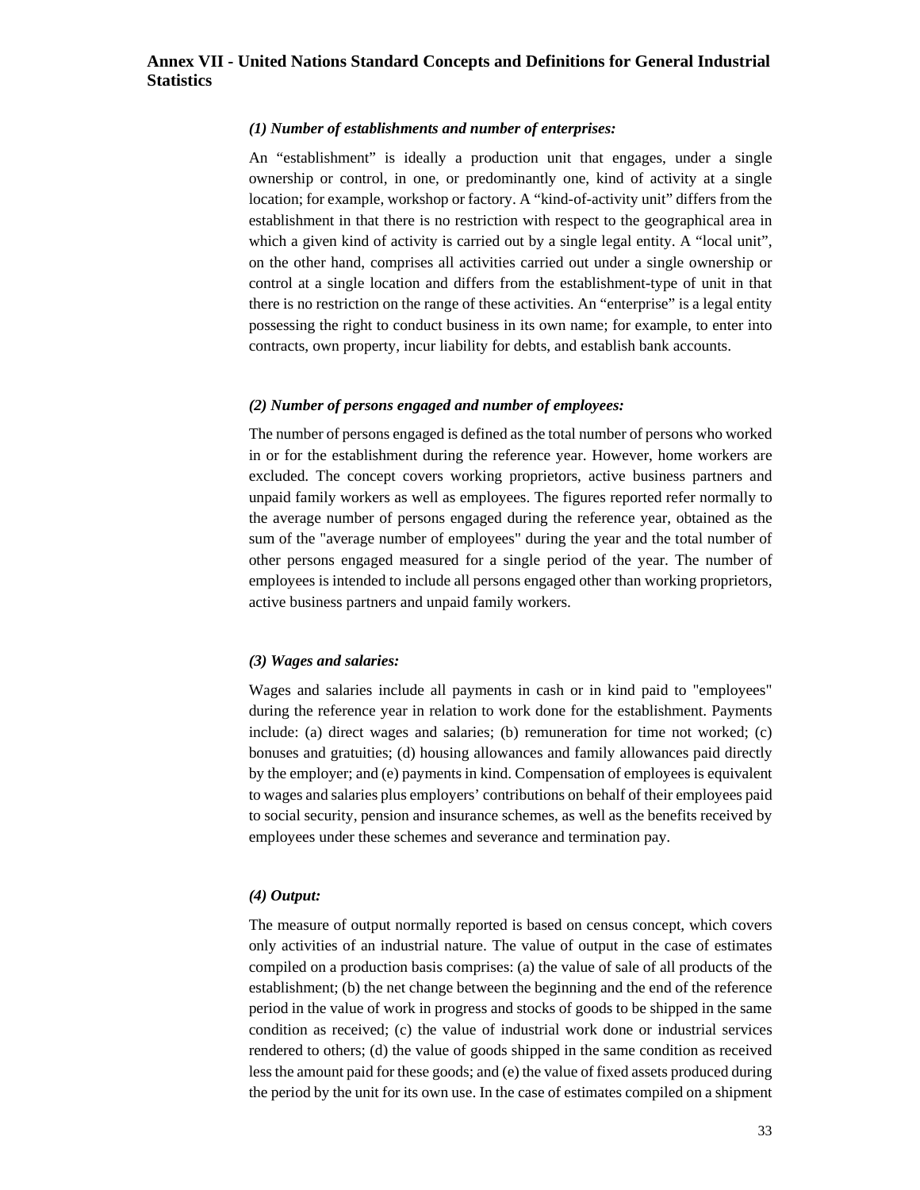## Annex VII - United Nations Standard Concepts and Definitions for General Industrial Statistics

***(1) Number of establishments and number of enterprises:***

An "establishment" is ideally a production unit that engages, under a single ownership or control, in one, or predominantly one, kind of activity at a single location; for example, workshop or factory. A "kind-of-activity unit" differs from the establishment in that there is no restriction with respect to the geographical area in which a given kind of activity is carried out by a single legal entity. A "local unit", on the other hand, comprises all activities carried out under a single ownership or control at a single location and differs from the establishment-type of unit in that there is no restriction on the range of these activities. An "enterprise" is a legal entity possessing the right to conduct business in its own name; for example, to enter into contracts, own property, incur liability for debts, and establish bank accounts.

***(2) Number of persons engaged and number of employees:***

The number of persons engaged is defined as the total number of persons who worked in or for the establishment during the reference year. However, home workers are excluded. The concept covers working proprietors, active business partners and unpaid family workers as well as employees. The figures reported refer normally to the average number of persons engaged during the reference year, obtained as the sum of the "average number of employees" during the year and the total number of other persons engaged measured for a single period of the year. The number of employees is intended to include all persons engaged other than working proprietors, active business partners and unpaid family workers.

***(3) Wages and salaries:***

Wages and salaries include all payments in cash or in kind paid to "employees" during the reference year in relation to work done for the establishment. Payments include: (a) direct wages and salaries; (b) remuneration for time not worked; (c) bonuses and gratuities; (d) housing allowances and family allowances paid directly by the employer; and (e) payments in kind. Compensation of employees is equivalent to wages and salaries plus employers' contributions on behalf of their employees paid to social security, pension and insurance schemes, as well as the benefits received by employees under these schemes and severance and termination pay.

***(4) Output:***

The measure of output normally reported is based on census concept, which covers only activities of an industrial nature. The value of output in the case of estimates compiled on a production basis comprises: (a) the value of sale of all products of the establishment; (b) the net change between the beginning and the end of the reference period in the value of work in progress and stocks of goods to be shipped in the same condition as received; (c) the value of industrial work done or industrial services rendered to others; (d) the value of goods shipped in the same condition as received less the amount paid for these goods; and (e) the value of fixed assets produced during the period by the unit for its own use. In the case of estimates compiled on a shipment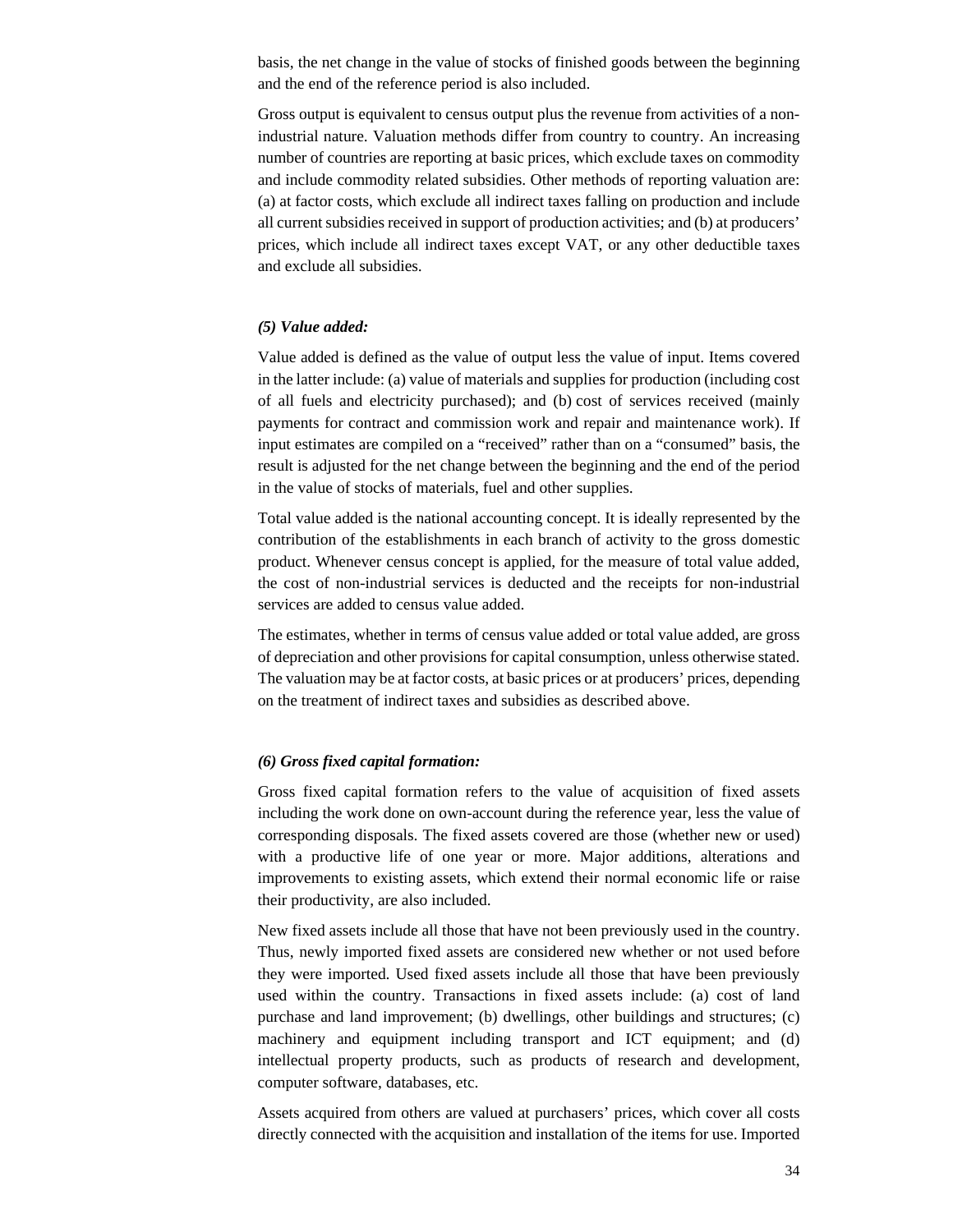basis, the net change in the value of stocks of finished goods between the beginning and the end of the reference period is also included.

Gross output is equivalent to census output plus the revenue from activities of a non-industrial nature. Valuation methods differ from country to country. An increasing number of countries are reporting at basic prices, which exclude taxes on commodity and include commodity related subsidies. Other methods of reporting valuation are: (a) at factor costs, which exclude all indirect taxes falling on production and include all current subsidies received in support of production activities; and (b) at producers' prices, which include all indirect taxes except VAT, or any other deductible taxes and exclude all subsidies.

***(5) Value added:***

Value added is defined as the value of output less the value of input. Items covered in the latter include: (a) value of materials and supplies for production (including cost of all fuels and electricity purchased); and (b) cost of services received (mainly payments for contract and commission work and repair and maintenance work). If input estimates are compiled on a "received" rather than on a "consumed" basis, the result is adjusted for the net change between the beginning and the end of the period in the value of stocks of materials, fuel and other supplies.

Total value added is the national accounting concept. It is ideally represented by the contribution of the establishments in each branch of activity to the gross domestic product. Whenever census concept is applied, for the measure of total value added, the cost of non-industrial services is deducted and the receipts for non-industrial services are added to census value added.

The estimates, whether in terms of census value added or total value added, are gross of depreciation and other provisions for capital consumption, unless otherwise stated. The valuation may be at factor costs, at basic prices or at producers' prices, depending on the treatment of indirect taxes and subsidies as described above.

***(6) Gross fixed capital formation:***

Gross fixed capital formation refers to the value of acquisition of fixed assets including the work done on own-account during the reference year, less the value of corresponding disposals. The fixed assets covered are those (whether new or used) with a productive life of one year or more. Major additions, alterations and improvements to existing assets, which extend their normal economic life or raise their productivity, are also included.

New fixed assets include all those that have not been previously used in the country. Thus, newly imported fixed assets are considered new whether or not used before they were imported. Used fixed assets include all those that have been previously used within the country. Transactions in fixed assets include: (a) cost of land purchase and land improvement; (b) dwellings, other buildings and structures; (c) machinery and equipment including transport and ICT equipment; and (d) intellectual property products, such as products of research and development, computer software, databases, etc.

Assets acquired from others are valued at purchasers' prices, which cover all costs directly connected with the acquisition and installation of the items for use. Imported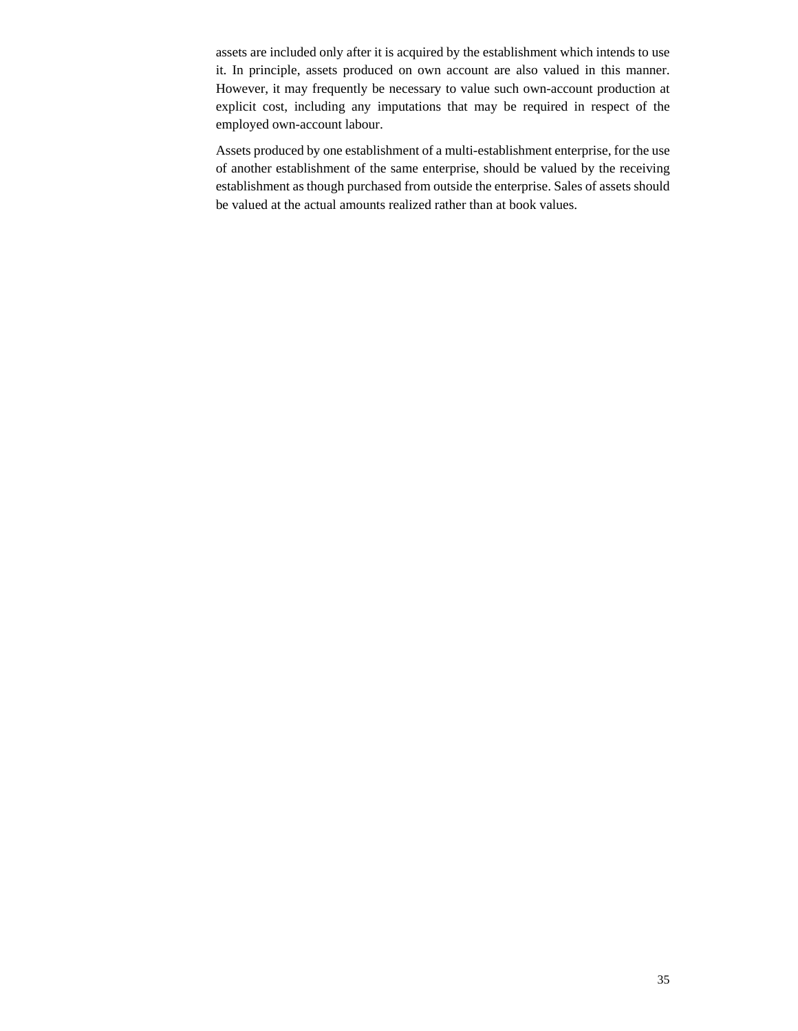assets are included only after it is acquired by the establishment which intends to use it. In principle, assets produced on own account are also valued in this manner. However, it may frequently be necessary to value such own-account production at explicit cost, including any imputations that may be required in respect of the employed own-account labour.

Assets produced by one establishment of a multi-establishment enterprise, for the use of another establishment of the same enterprise, should be valued by the receiving establishment as though purchased from outside the enterprise. Sales of assets should be valued at the actual amounts realized rather than at book values.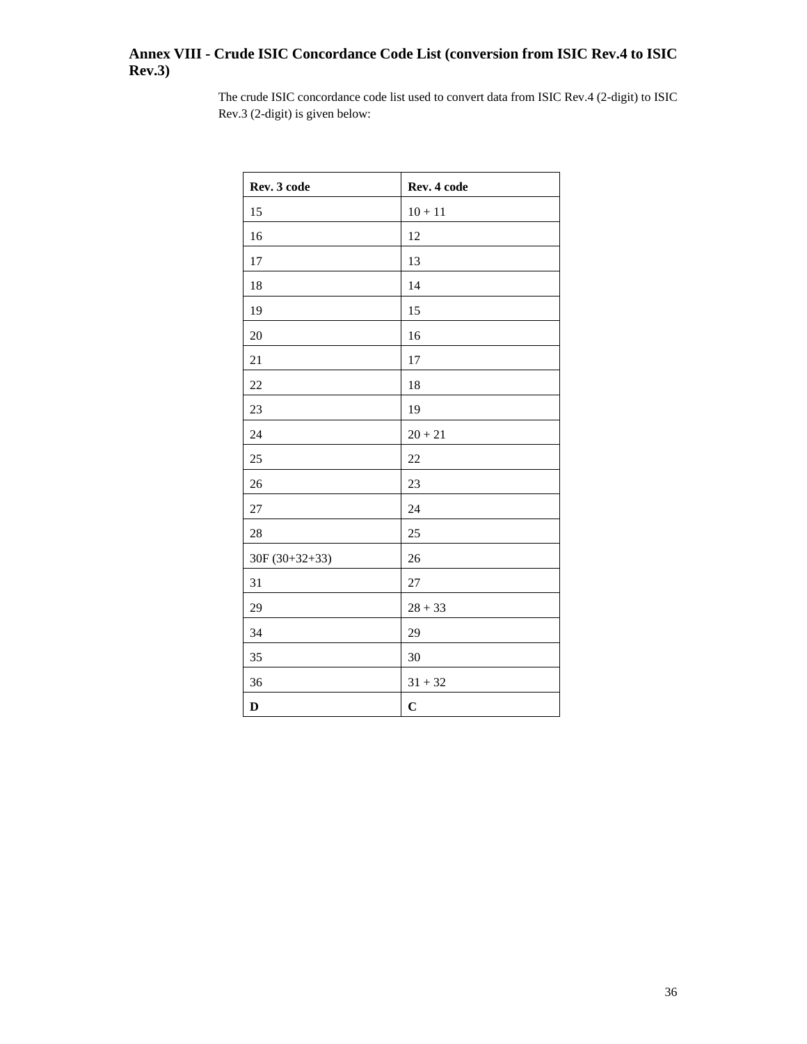## Annex VIII - Crude ISIC Concordance Code List (conversion from ISIC Rev.4 to ISIC Rev.3)

The crude ISIC concordance code list used to convert data from ISIC Rev.4 (2-digit) to ISIC Rev.3 (2-digit) is given below:

| **Rev. 3 code** | **Rev. 4 code** |
|---|---|
| 15 | 10 + 11 |
| 16 | 12 |
| 17 | 13 |
| 18 | 14 |
| 19 | 15 |
| 20 | 16 |
| 21 | 17 |
| 22 | 18 |
| 23 | 19 |
| 24 | 20 + 21 |
| 25 | 22 |
| 26 | 23 |
| 27 | 24 |
| 28 | 25 |
| 30F (30+32+33) | 26 |
| 31 | 27 |
| 29 | 28 + 33 |
| 34 | 29 |
| 35 | 30 |
| 36 | 31 + 32 |
| **D** | **C** |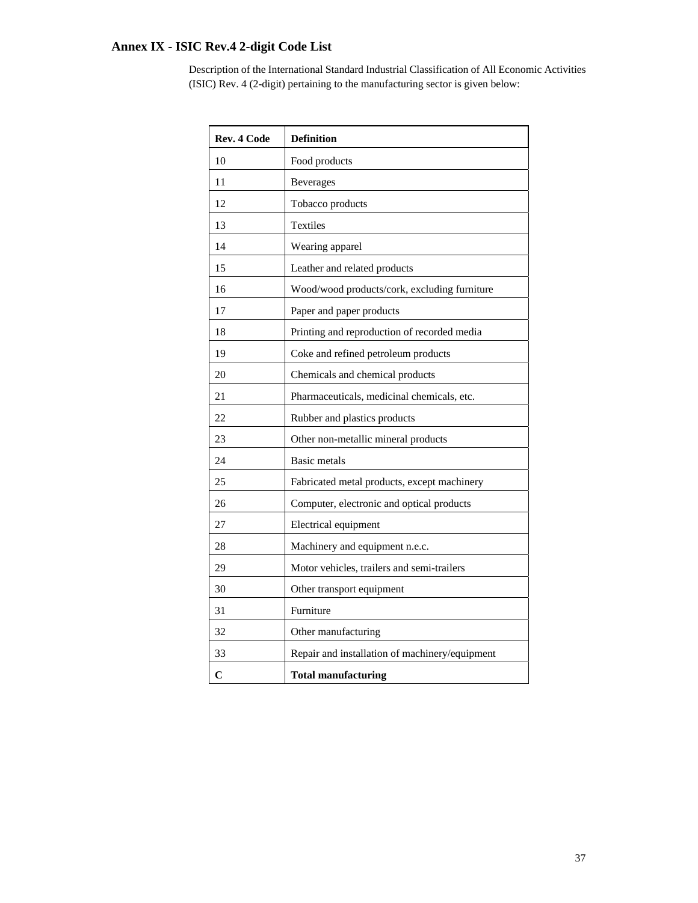# Annex IX - ISIC Rev.4 2-digit Code List

Description of the International Standard Industrial Classification of All Economic Activities (ISIC) Rev. 4 (2-digit) pertaining to the manufacturing sector is given below:

| Rev. 4 Code | Definition |
|---|---|
| 10 | Food products |
| 11 | Beverages |
| 12 | Tobacco products |
| 13 | Textiles |
| 14 | Wearing apparel |
| 15 | Leather and related products |
| 16 | Wood/wood products/cork, excluding furniture |
| 17 | Paper and paper products |
| 18 | Printing and reproduction of recorded media |
| 19 | Coke and refined petroleum products |
| 20 | Chemicals and chemical products |
| 21 | Pharmaceuticals, medicinal chemicals, etc. |
| 22 | Rubber and plastics products |
| 23 | Other non-metallic mineral products |
| 24 | Basic metals |
| 25 | Fabricated metal products, except machinery |
| 26 | Computer, electronic and optical products |
| 27 | Electrical equipment |
| 28 | Machinery and equipment n.e.c. |
| 29 | Motor vehicles, trailers and semi-trailers |
| 30 | Other transport equipment |
| 31 | Furniture |
| 32 | Other manufacturing |
| 33 | Repair and installation of machinery/equipment |
| **C** | **Total manufacturing** |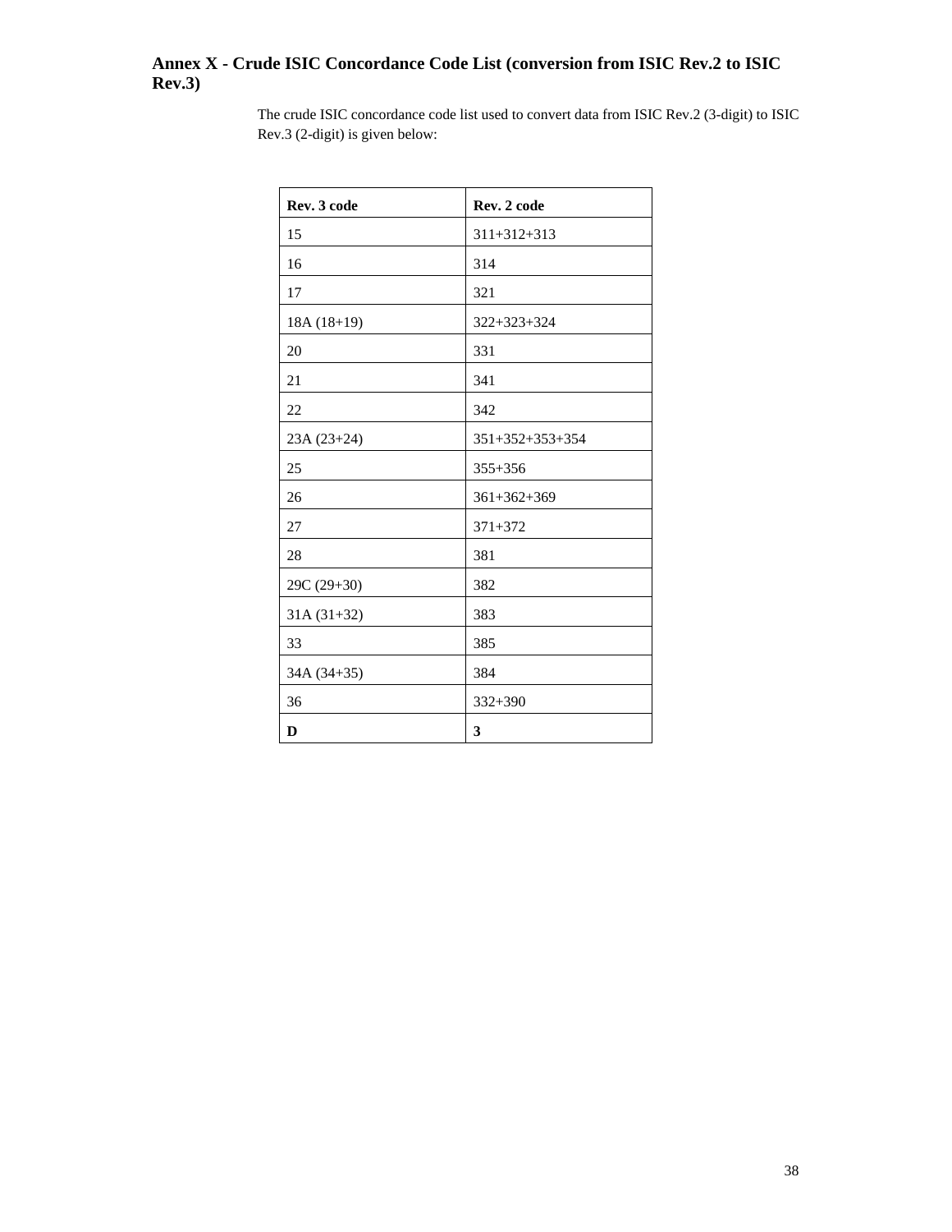## Annex X - Crude ISIC Concordance Code List (conversion from ISIC Rev.2 to ISIC Rev.3)

The crude ISIC concordance code list used to convert data from ISIC Rev.2 (3-digit) to ISIC Rev.3 (2-digit) is given below:

| Rev. 3 code | Rev. 2 code |
|---|---|
| 15 | 311+312+313 |
| 16 | 314 |
| 17 | 321 |
| 18A (18+19) | 322+323+324 |
| 20 | 331 |
| 21 | 341 |
| 22 | 342 |
| 23A (23+24) | 351+352+353+354 |
| 25 | 355+356 |
| 26 | 361+362+369 |
| 27 | 371+372 |
| 28 | 381 |
| 29C (29+30) | 382 |
| 31A (31+32) | 383 |
| 33 | 385 |
| 34A (34+35) | 384 |
| 36 | 332+390 |
| **D** | **3** |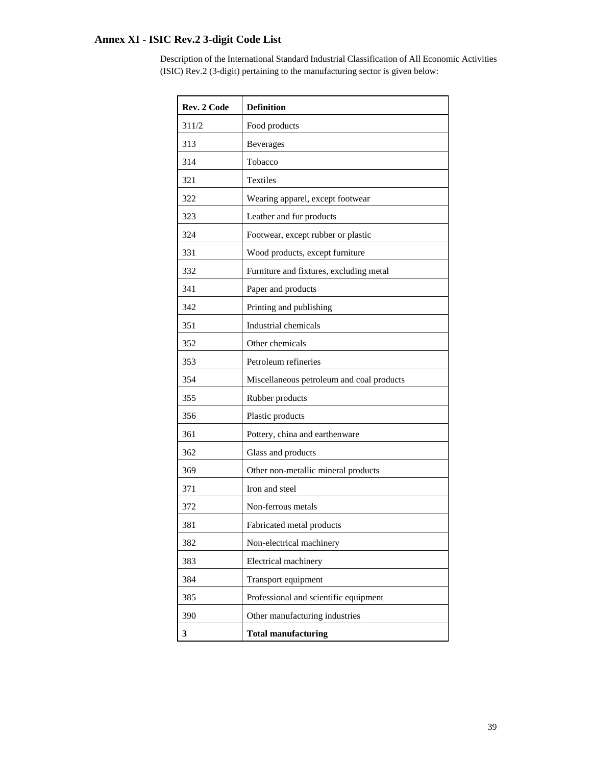## Annex XI - ISIC Rev.2 3-digit Code List

Description of the International Standard Industrial Classification of All Economic Activities (ISIC) Rev.2 (3-digit) pertaining to the manufacturing sector is given below:

| Rev. 2 Code | Definition |
|---|---|
| 311/2 | Food products |
| 313 | Beverages |
| 314 | Tobacco |
| 321 | Textiles |
| 322 | Wearing apparel, except footwear |
| 323 | Leather and fur products |
| 324 | Footwear, except rubber or plastic |
| 331 | Wood products, except furniture |
| 332 | Furniture and fixtures, excluding metal |
| 341 | Paper and products |
| 342 | Printing and publishing |
| 351 | Industrial chemicals |
| 352 | Other chemicals |
| 353 | Petroleum refineries |
| 354 | Miscellaneous petroleum and coal products |
| 355 | Rubber products |
| 356 | Plastic products |
| 361 | Pottery, china and earthenware |
| 362 | Glass and products |
| 369 | Other non-metallic mineral products |
| 371 | Iron and steel |
| 372 | Non-ferrous metals |
| 381 | Fabricated metal products |
| 382 | Non-electrical machinery |
| 383 | Electrical machinery |
| 384 | Transport equipment |
| 385 | Professional and scientific equipment |
| 390 | Other manufacturing industries |
| **3** | **Total manufacturing** |